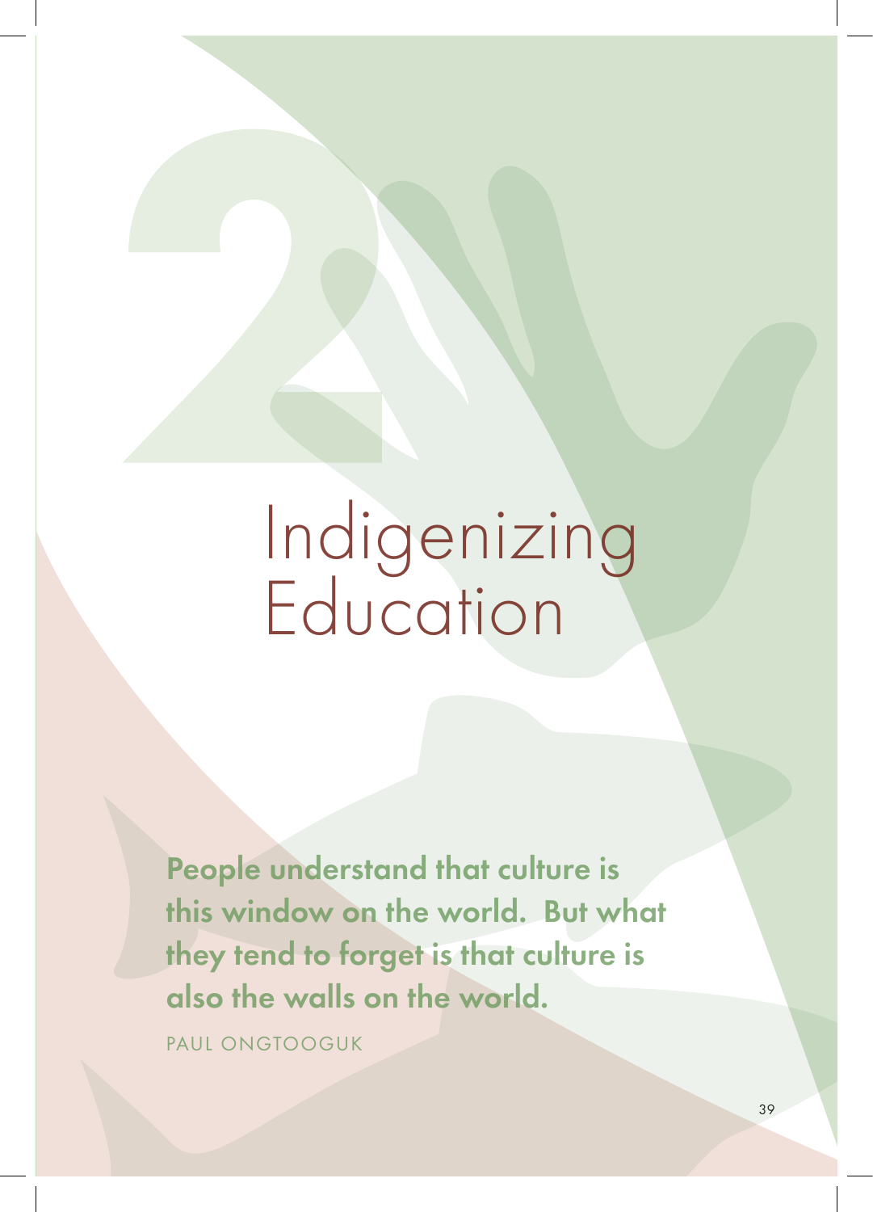# 2 Indigenizing Education

**People understand that culture is this window on the world. But what they tend to forget is that culture is also the walls on the world.**

PAUL ONGTOOGUK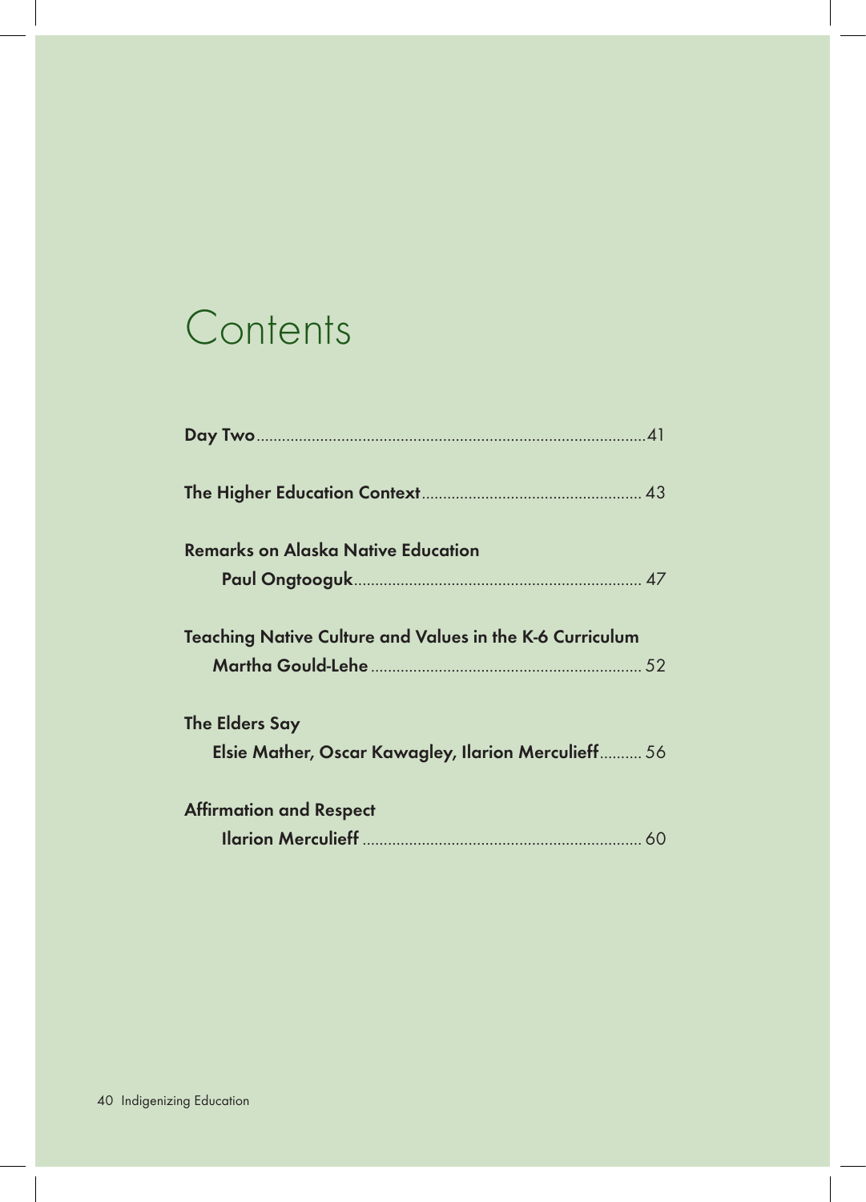# Contents

**Day Two**...........................................................................................41

**The Higher Education Context**................................................... 43

**Remarks on Alaska Native Education**
**Paul Ongtooguk**.................................................................... 47

**Teaching Native Culture and Values in the K-6 Curriculum**
**Martha Gould-Lehe**............................................................... 52

**The Elders Say**
**Elsie Mather, Oscar Kawagley, Ilarion Merculieff**.......... 56

**Affirmation and Respect**
**Ilarion Merculieff** ................................................................. 60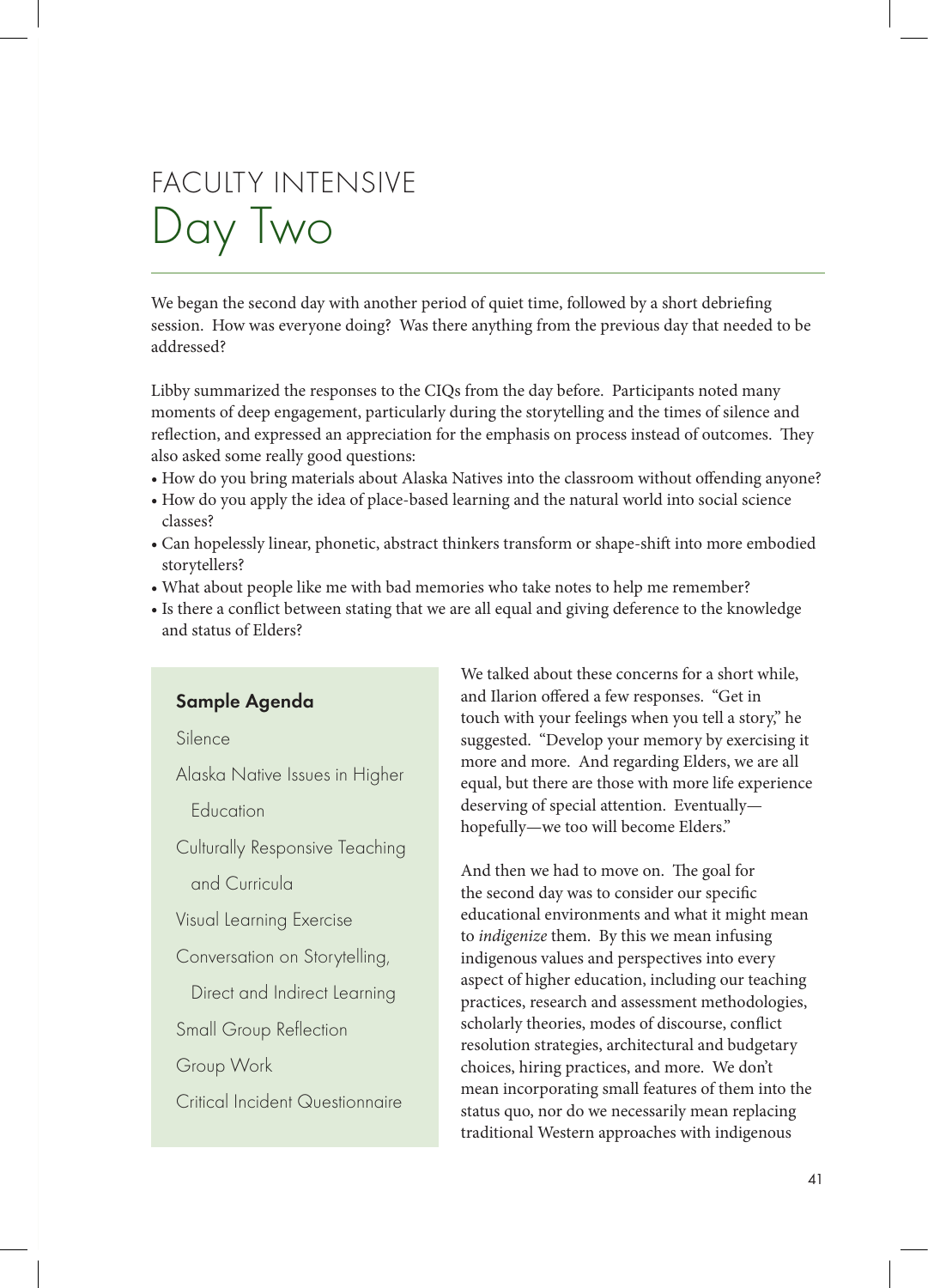# FACULTY INTENSIVE
# Day Two

We began the second day with another period of quiet time, followed by a short debriefing session. How was everyone doing? Was there anything from the previous day that needed to be addressed?

Libby summarized the responses to the CIQs from the day before. Participants noted many moments of deep engagement, particularly during the storytelling and the times of silence and reflection, and expressed an appreciation for the emphasis on process instead of outcomes. They also asked some really good questions:

- How do you bring materials about Alaska Natives into the classroom without offending anyone?
- How do you apply the idea of place-based learning and the natural world into social science classes?
- Can hopelessly linear, phonetic, abstract thinkers transform or shape-shift into more embodied storytellers?
- What about people like me with bad memories who take notes to help me remember?
- Is there a conflict between stating that we are all equal and giving deference to the knowledge and status of Elders?

**Sample Agenda**

- Silence
- Alaska Native Issues in Higher Education
- Culturally Responsive Teaching and Curricula
- Visual Learning Exercise
- Conversation on Storytelling, Direct and Indirect Learning
- Small Group Reflection
- Group Work
- Critical Incident Questionnaire

We talked about these concerns for a short while, and Ilarion offered a few responses. "Get in touch with your feelings when you tell a story," he suggested. "Develop your memory by exercising it more and more. And regarding Elders, we are all equal, but there are those with more life experience deserving of special attention. Eventually—hopefully—we too will become Elders."

And then we had to move on. The goal for the second day was to consider our specific educational environments and what it might mean to *indigenize* them. By this we mean infusing indigenous values and perspectives into every aspect of higher education, including our teaching practices, research and assessment methodologies, scholarly theories, modes of discourse, conflict resolution strategies, architectural and budgetary choices, hiring practices, and more. We don't mean incorporating small features of them into the status quo, nor do we necessarily mean replacing traditional Western approaches with indigenous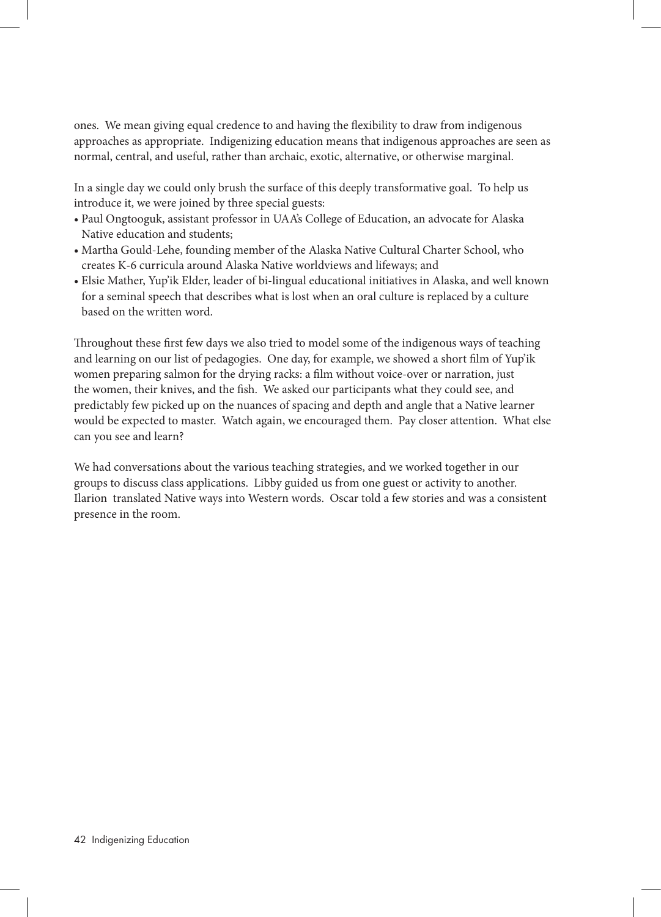ones. We mean giving equal credence to and having the flexibility to draw from indigenous approaches as appropriate. Indigenizing education means that indigenous approaches are seen as normal, central, and useful, rather than archaic, exotic, alternative, or otherwise marginal.

In a single day we could only brush the surface of this deeply transformative goal. To help us introduce it, we were joined by three special guests:

- Paul Ongtooguk, assistant professor in UAA's College of Education, an advocate for Alaska Native education and students;
- Martha Gould-Lehe, founding member of the Alaska Native Cultural Charter School, who creates K-6 curricula around Alaska Native worldviews and lifeways; and
- Elsie Mather, Yup'ik Elder, leader of bi-lingual educational initiatives in Alaska, and well known for a seminal speech that describes what is lost when an oral culture is replaced by a culture based on the written word.

Throughout these first few days we also tried to model some of the indigenous ways of teaching and learning on our list of pedagogies. One day, for example, we showed a short film of Yup'ik women preparing salmon for the drying racks: a film without voice-over or narration, just the women, their knives, and the fish. We asked our participants what they could see, and predictably few picked up on the nuances of spacing and depth and angle that a Native learner would be expected to master. Watch again, we encouraged them. Pay closer attention. What else can you see and learn?

We had conversations about the various teaching strategies, and we worked together in our groups to discuss class applications. Libby guided us from one guest or activity to another. Ilarion translated Native ways into Western words. Oscar told a few stories and was a consistent presence in the room.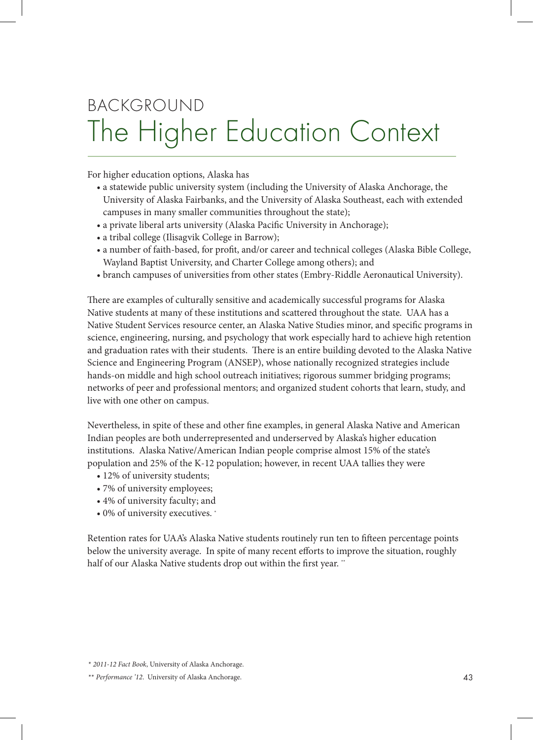# BACKGROUND

## The Higher Education Context

For higher education options, Alaska has

- a statewide public university system (including the University of Alaska Anchorage, the University of Alaska Fairbanks, and the University of Alaska Southeast, each with extended campuses in many smaller communities throughout the state);
- a private liberal arts university (Alaska Pacific University in Anchorage);
- a tribal college (Ilisagvik College in Barrow);
- a number of faith-based, for profit, and/or career and technical colleges (Alaska Bible College, Wayland Baptist University, and Charter College among others); and
- branch campuses of universities from other states (Embry-Riddle Aeronautical University).

There are examples of culturally sensitive and academically successful programs for Alaska Native students at many of these institutions and scattered throughout the state. UAA has a Native Student Services resource center, an Alaska Native Studies minor, and specific programs in science, engineering, nursing, and psychology that work especially hard to achieve high retention and graduation rates with their students. There is an entire building devoted to the Alaska Native Science and Engineering Program (ANSEP), whose nationally recognized strategies include hands-on middle and high school outreach initiatives; rigorous summer bridging programs; networks of peer and professional mentors; and organized student cohorts that learn, study, and live with one other on campus.

Nevertheless, in spite of these and other fine examples, in general Alaska Native and American Indian peoples are both underrepresented and underserved by Alaska's higher education institutions. Alaska Native/American Indian people comprise almost 15% of the state's population and 25% of the K-12 population; however, in recent UAA tallies they were

- 12% of university students;
- 7% of university employees;
- 4% of university faculty; and
- 0% of university executives. *

Retention rates for UAA's Alaska Native students routinely run ten to fifteen percentage points below the university average. In spite of many recent efforts to improve the situation, roughly half of our Alaska Native students drop out within the first year. **

\* *2011-12 Fact Book*, University of Alaska Anchorage.

\*\* *Performance '12.* University of Alaska Anchorage.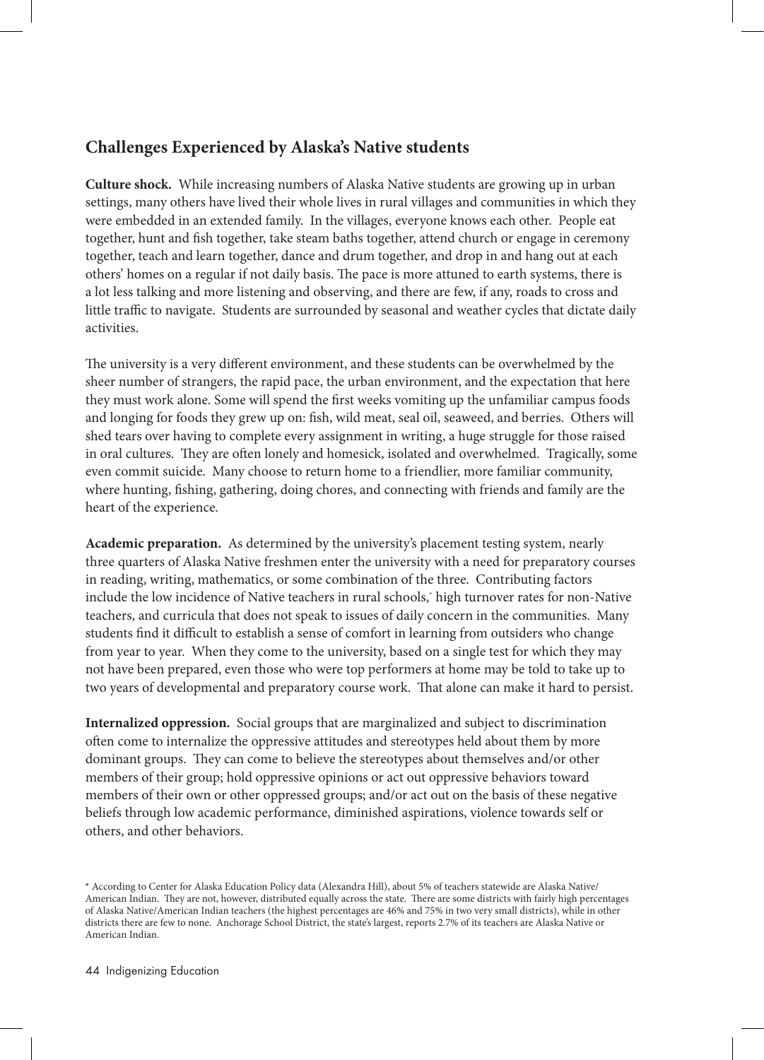## Challenges Experienced by Alaska's Native students

**Culture shock.** While increasing numbers of Alaska Native students are growing up in urban settings, many others have lived their whole lives in rural villages and communities in which they were embedded in an extended family. In the villages, everyone knows each other. People eat together, hunt and fish together, take steam baths together, attend church or engage in ceremony together, teach and learn together, dance and drum together, and drop in and hang out at each others' homes on a regular if not daily basis. The pace is more attuned to earth systems, there is a lot less talking and more listening and observing, and there are few, if any, roads to cross and little traffic to navigate. Students are surrounded by seasonal and weather cycles that dictate daily activities.

The university is a very different environment, and these students can be overwhelmed by the sheer number of strangers, the rapid pace, the urban environment, and the expectation that here they must work alone. Some will spend the first weeks vomiting up the unfamiliar campus foods and longing for foods they grew up on: fish, wild meat, seal oil, seaweed, and berries. Others will shed tears over having to complete every assignment in writing, a huge struggle for those raised in oral cultures. They are often lonely and homesick, isolated and overwhelmed. Tragically, some even commit suicide. Many choose to return home to a friendlier, more familiar community, where hunting, fishing, gathering, doing chores, and connecting with friends and family are the heart of the experience.

**Academic preparation.** As determined by the university's placement testing system, nearly three quarters of Alaska Native freshmen enter the university with a need for preparatory courses in reading, writing, mathematics, or some combination of the three. Contributing factors include the low incidence of Native teachers in rural schools,* high turnover rates for non-Native teachers, and curricula that does not speak to issues of daily concern in the communities. Many students find it difficult to establish a sense of comfort in learning from outsiders who change from year to year. When they come to the university, based on a single test for which they may not have been prepared, even those who were top performers at home may be told to take up to two years of developmental and preparatory course work. That alone can make it hard to persist.

**Internalized oppression.** Social groups that are marginalized and subject to discrimination often come to internalize the oppressive attitudes and stereotypes held about them by more dominant groups. They can come to believe the stereotypes about themselves and/or other members of their group; hold oppressive opinions or act out oppressive behaviors toward members of their own or other oppressed groups; and/or act out on the basis of these negative beliefs through low academic performance, diminished aspirations, violence towards self or others, and other behaviors.

* According to Center for Alaska Education Policy data (Alexandra Hill), about 5% of teachers statewide are Alaska Native/American Indian. They are not, however, distributed equally across the state. There are some districts with fairly high percentages of Alaska Native/American Indian teachers (the highest percentages are 46% and 75% in two very small districts), while in other districts there are few to none. Anchorage School District, the state's largest, reports 2.7% of its teachers are Alaska Native or American Indian.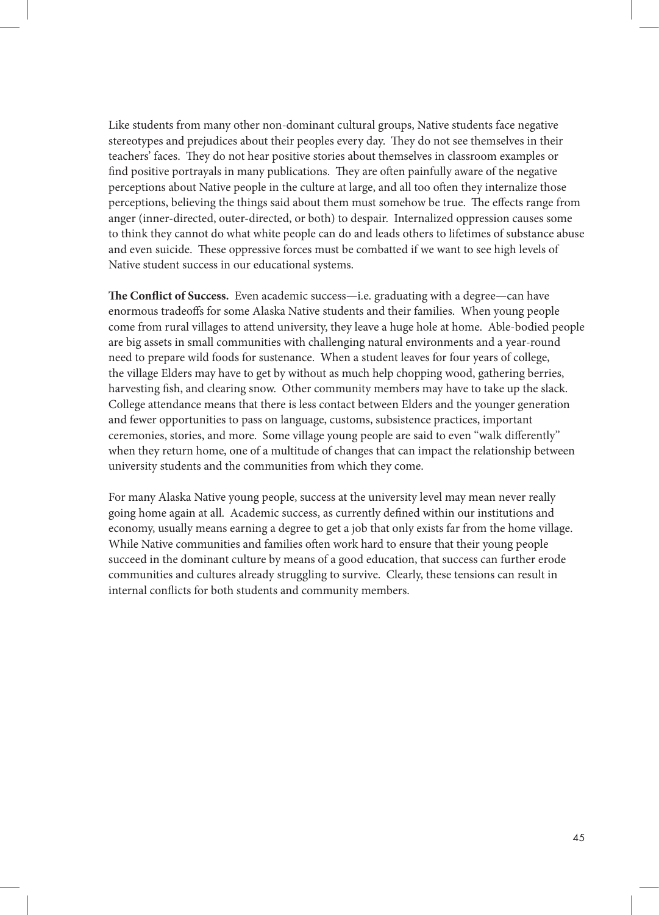Like students from many other non-dominant cultural groups, Native students face negative stereotypes and prejudices about their peoples every day. They do not see themselves in their teachers' faces. They do not hear positive stories about themselves in classroom examples or find positive portrayals in many publications. They are often painfully aware of the negative perceptions about Native people in the culture at large, and all too often they internalize those perceptions, believing the things said about them must somehow be true. The effects range from anger (inner-directed, outer-directed, or both) to despair. Internalized oppression causes some to think they cannot do what white people can do and leads others to lifetimes of substance abuse and even suicide. These oppressive forces must be combatted if we want to see high levels of Native student success in our educational systems.

**The Conflict of Success.** Even academic success—i.e. graduating with a degree—can have enormous tradeoffs for some Alaska Native students and their families. When young people come from rural villages to attend university, they leave a huge hole at home. Able-bodied people are big assets in small communities with challenging natural environments and a year-round need to prepare wild foods for sustenance. When a student leaves for four years of college, the village Elders may have to get by without as much help chopping wood, gathering berries, harvesting fish, and clearing snow. Other community members may have to take up the slack. College attendance means that there is less contact between Elders and the younger generation and fewer opportunities to pass on language, customs, subsistence practices, important ceremonies, stories, and more. Some village young people are said to even "walk differently" when they return home, one of a multitude of changes that can impact the relationship between university students and the communities from which they come.

For many Alaska Native young people, success at the university level may mean never really going home again at all. Academic success, as currently defined within our institutions and economy, usually means earning a degree to get a job that only exists far from the home village. While Native communities and families often work hard to ensure that their young people succeed in the dominant culture by means of a good education, that success can further erode communities and cultures already struggling to survive. Clearly, these tensions can result in internal conflicts for both students and community members.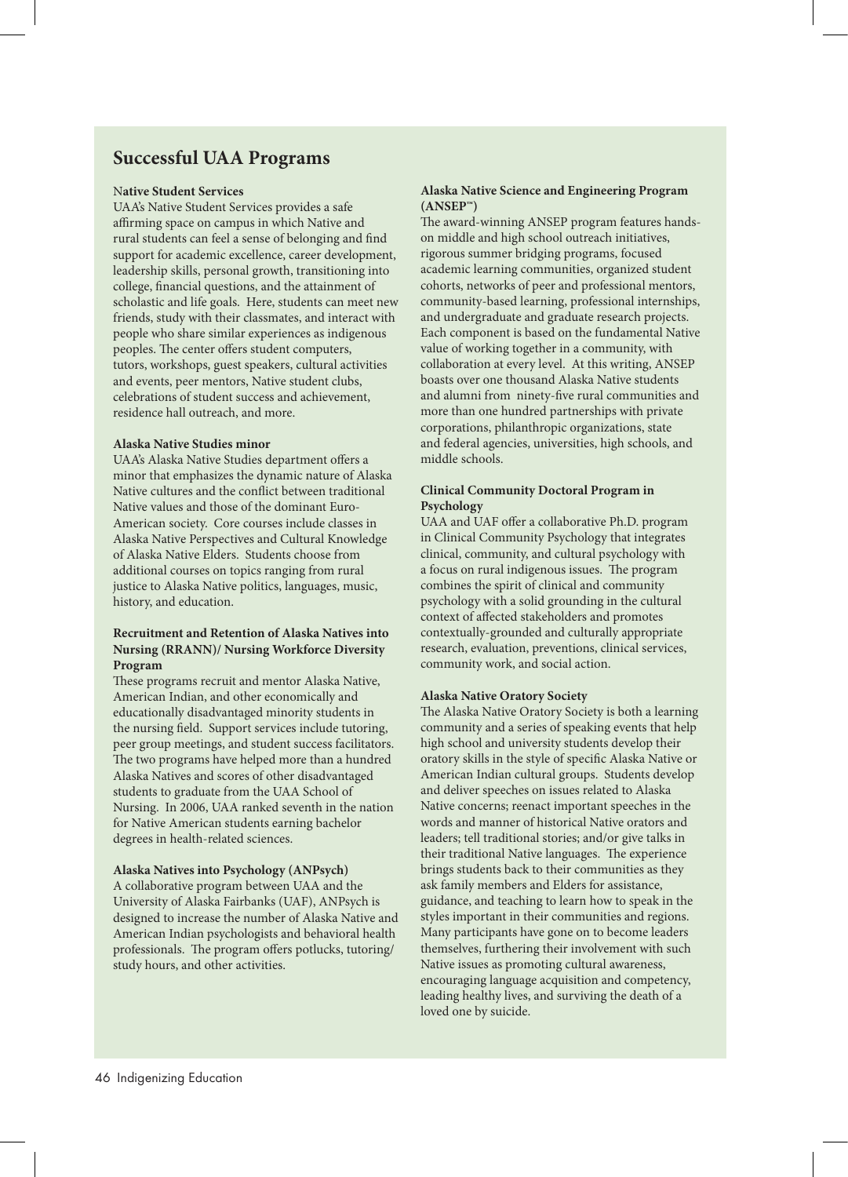## Successful UAA Programs

**Native Student Services**

UAA's Native Student Services provides a safe affirming space on campus in which Native and rural students can feel a sense of belonging and find support for academic excellence, career development, leadership skills, personal growth, transitioning into college, financial questions, and the attainment of scholastic and life goals. Here, students can meet new friends, study with their classmates, and interact with people who share similar experiences as indigenous peoples. The center offers student computers, tutors, workshops, guest speakers, cultural activities and events, peer mentors, Native student clubs, celebrations of student success and achievement, residence hall outreach, and more.

**Alaska Native Studies minor**

UAA's Alaska Native Studies department offers a minor that emphasizes the dynamic nature of Alaska Native cultures and the conflict between traditional Native values and those of the dominant Euro-American society. Core courses include classes in Alaska Native Perspectives and Cultural Knowledge of Alaska Native Elders. Students choose from additional courses on topics ranging from rural justice to Alaska Native politics, languages, music, history, and education.

**Recruitment and Retention of Alaska Natives into Nursing (RRANN)/ Nursing Workforce Diversity Program**

These programs recruit and mentor Alaska Native, American Indian, and other economically and educationally disadvantaged minority students in the nursing field. Support services include tutoring, peer group meetings, and student success facilitators. The two programs have helped more than a hundred Alaska Natives and scores of other disadvantaged students to graduate from the UAA School of Nursing. In 2006, UAA ranked seventh in the nation for Native American students earning bachelor degrees in health-related sciences.

**Alaska Natives into Psychology (ANPsych)**

A collaborative program between UAA and the University of Alaska Fairbanks (UAF), ANPsych is designed to increase the number of Alaska Native and American Indian psychologists and behavioral health professionals. The program offers potlucks, tutoring/study hours, and other activities.

**Alaska Native Science and Engineering Program (ANSEP™)**

The award-winning ANSEP program features hands-on middle and high school outreach initiatives, rigorous summer bridging programs, focused academic learning communities, organized student cohorts, networks of peer and professional mentors, community-based learning, professional internships, and undergraduate and graduate research projects. Each component is based on the fundamental Native value of working together in a community, with collaboration at every level. At this writing, ANSEP boasts over one thousand Alaska Native students and alumni from ninety-five rural communities and more than one hundred partnerships with private corporations, philanthropic organizations, state and federal agencies, universities, high schools, and middle schools.

**Clinical Community Doctoral Program in Psychology**

UAA and UAF offer a collaborative Ph.D. program in Clinical Community Psychology that integrates clinical, community, and cultural psychology with a focus on rural indigenous issues. The program combines the spirit of clinical and community psychology with a solid grounding in the cultural context of affected stakeholders and promotes contextually-grounded and culturally appropriate research, evaluation, preventions, clinical services, community work, and social action.

**Alaska Native Oratory Society**

The Alaska Native Oratory Society is both a learning community and a series of speaking events that help high school and university students develop their oratory skills in the style of specific Alaska Native or American Indian cultural groups. Students develop and deliver speeches on issues related to Alaska Native concerns; reenact important speeches in the words and manner of historical Native orators and leaders; tell traditional stories; and/or give talks in their traditional Native languages. The experience brings students back to their communities as they ask family members and Elders for assistance, guidance, and teaching to learn how to speak in the styles important in their communities and regions. Many participants have gone on to become leaders themselves, furthering their involvement with such Native issues as promoting cultural awareness, encouraging language acquisition and competency, leading healthy lives, and surviving the death of a loved one by suicide.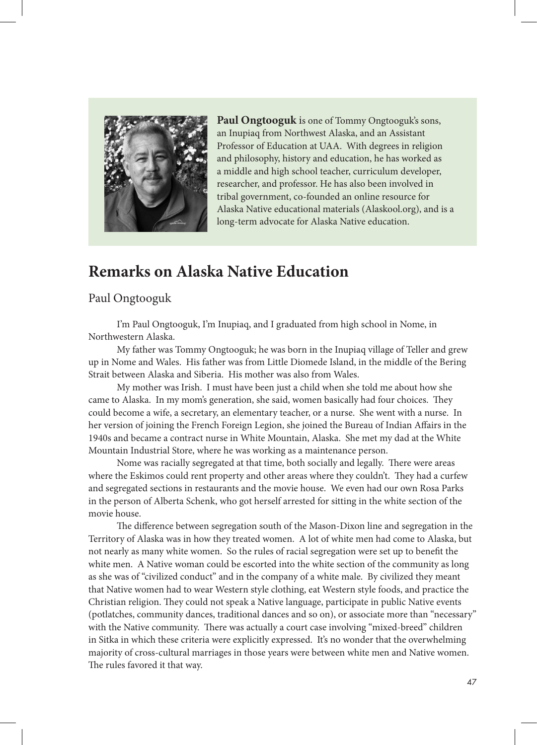**Paul Ongtooguk** is one of Tommy Ongtooguk's sons, an Inupiaq from Northwest Alaska, and an Assistant Professor of Education at UAA. With degrees in religion and philosophy, history and education, he has worked as a middle and high school teacher, curriculum developer, researcher, and professor. He has also been involved in tribal government, co-founded an online resource for Alaska Native educational materials (Alaskool.org), and is a long-term advocate for Alaska Native education.

# Remarks on Alaska Native Education

Paul Ongtooguk

I'm Paul Ongtooguk, I'm Inupiaq, and I graduated from high school in Nome, in Northwestern Alaska.

My father was Tommy Ongtooguk; he was born in the Inupiaq village of Teller and grew up in Nome and Wales. His father was from Little Diomede Island, in the middle of the Bering Strait between Alaska and Siberia. His mother was also from Wales.

My mother was Irish. I must have been just a child when she told me about how she came to Alaska. In my mom's generation, she said, women basically had four choices. They could become a wife, a secretary, an elementary teacher, or a nurse. She went with a nurse. In her version of joining the French Foreign Legion, she joined the Bureau of Indian Affairs in the 1940s and became a contract nurse in White Mountain, Alaska. She met my dad at the White Mountain Industrial Store, where he was working as a maintenance person.

Nome was racially segregated at that time, both socially and legally. There were areas where the Eskimos could rent property and other areas where they couldn't. They had a curfew and segregated sections in restaurants and the movie house. We even had our own Rosa Parks in the person of Alberta Schenk, who got herself arrested for sitting in the white section of the movie house.

The difference between segregation south of the Mason-Dixon line and segregation in the Territory of Alaska was in how they treated women. A lot of white men had come to Alaska, but not nearly as many white women. So the rules of racial segregation were set up to benefit the white men. A Native woman could be escorted into the white section of the community as long as she was of "civilized conduct" and in the company of a white male. By civilized they meant that Native women had to wear Western style clothing, eat Western style foods, and practice the Christian religion. They could not speak a Native language, participate in public Native events (potlatches, community dances, traditional dances and so on), or associate more than "necessary" with the Native community. There was actually a court case involving "mixed-breed" children in Sitka in which these criteria were explicitly expressed. It's no wonder that the overwhelming majority of cross-cultural marriages in those years were between white men and Native women. The rules favored it that way.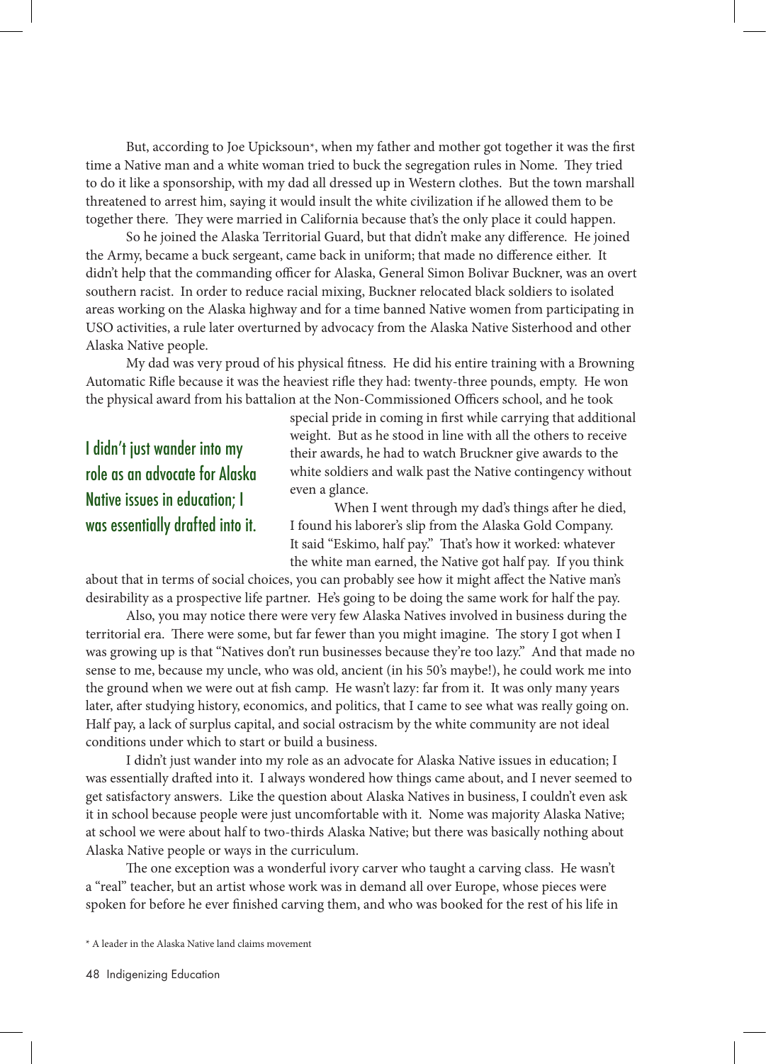But, according to Joe Upicksoun*, when my father and mother got together it was the first time a Native man and a white woman tried to buck the segregation rules in Nome. They tried to do it like a sponsorship, with my dad all dressed up in Western clothes. But the town marshall threatened to arrest him, saying it would insult the white civilization if he allowed them to be together there. They were married in California because that's the only place it could happen.

So he joined the Alaska Territorial Guard, but that didn't make any difference. He joined the Army, became a buck sergeant, came back in uniform; that made no difference either. It didn't help that the commanding officer for Alaska, General Simon Bolivar Buckner, was an overt southern racist. In order to reduce racial mixing, Buckner relocated black soldiers to isolated areas working on the Alaska highway and for a time banned Native women from participating in USO activities, a rule later overturned by advocacy from the Alaska Native Sisterhood and other Alaska Native people.

My dad was very proud of his physical fitness. He did his entire training with a Browning Automatic Rifle because it was the heaviest rifle they had: twenty-three pounds, empty. He won the physical award from his battalion at the Non-Commissioned Officers school, and he took special pride in coming in first while carrying that additional weight. But as he stood in line with all the others to receive their awards, he had to watch Bruckner give awards to the white soldiers and walk past the Native contingency without even a glance.

> I didn't just wander into my role as an advocate for Alaska Native issues in education; I was essentially drafted into it.

When I went through my dad's things after he died, I found his laborer's slip from the Alaska Gold Company. It said "Eskimo, half pay." That's how it worked: whatever the white man earned, the Native got half pay. If you think about that in terms of social choices, you can probably see how it might affect the Native man's desirability as a prospective life partner. He's going to be doing the same work for half the pay.

Also, you may notice there were very few Alaska Natives involved in business during the territorial era. There were some, but far fewer than you might imagine. The story I got when I was growing up is that "Natives don't run businesses because they're too lazy." And that made no sense to me, because my uncle, who was old, ancient (in his 50's maybe!), he could work me into the ground when we were out at fish camp. He wasn't lazy: far from it. It was only many years later, after studying history, economics, and politics, that I came to see what was really going on. Half pay, a lack of surplus capital, and social ostracism by the white community are not ideal conditions under which to start or build a business.

I didn't just wander into my role as an advocate for Alaska Native issues in education; I was essentially drafted into it. I always wondered how things came about, and I never seemed to get satisfactory answers. Like the question about Alaska Natives in business, I couldn't even ask it in school because people were just uncomfortable with it. Nome was majority Alaska Native; at school we were about half to two-thirds Alaska Native; but there was basically nothing about Alaska Native people or ways in the curriculum.

The one exception was a wonderful ivory carver who taught a carving class. He wasn't a "real" teacher, but an artist whose work was in demand all over Europe, whose pieces were spoken for before he ever finished carving them, and who was booked for the rest of his life in

* A leader in the Alaska Native land claims movement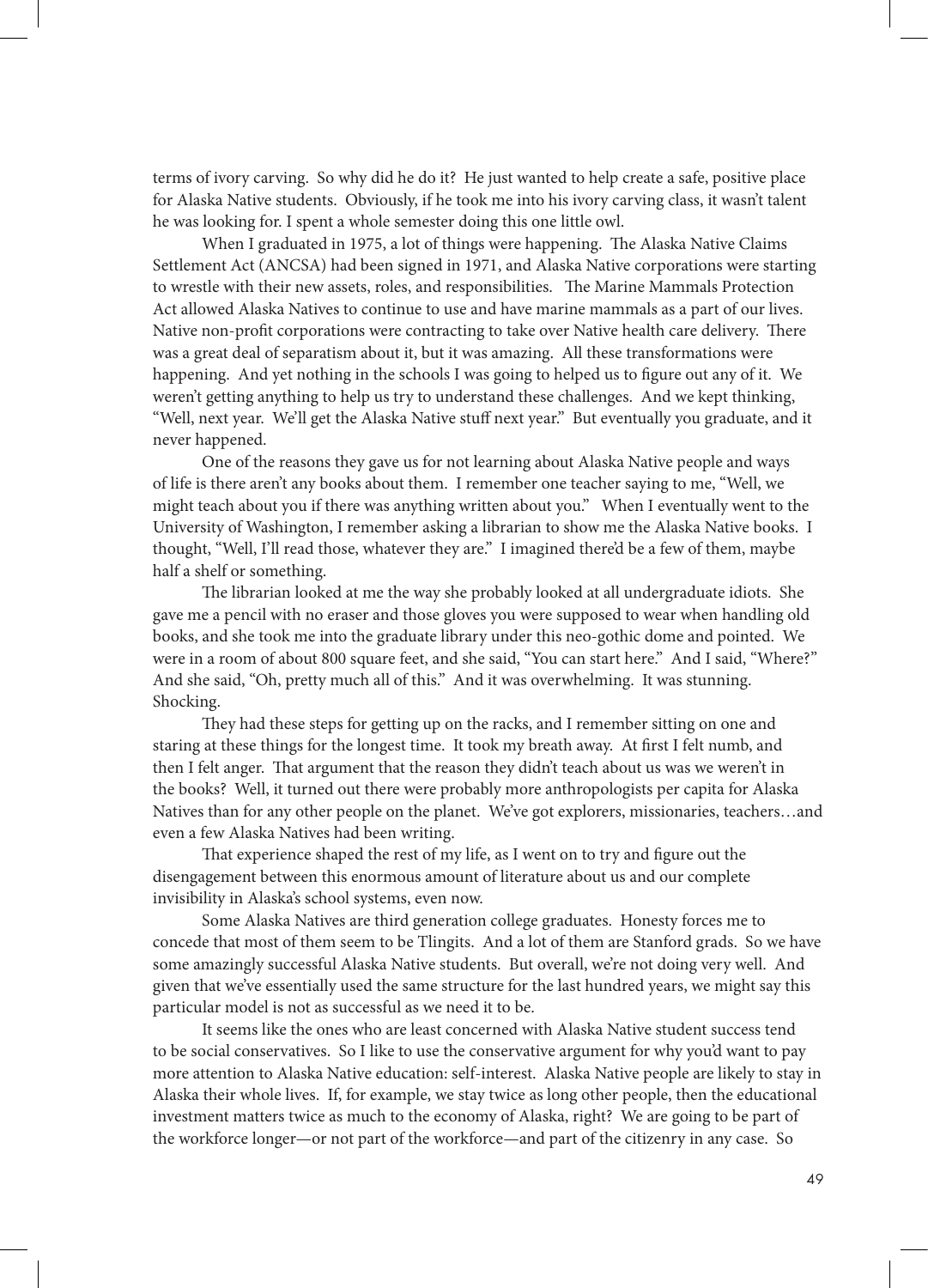terms of ivory carving. So why did he do it? He just wanted to help create a safe, positive place for Alaska Native students. Obviously, if he took me into his ivory carving class, it wasn't talent he was looking for. I spent a whole semester doing this one little owl.

When I graduated in 1975, a lot of things were happening. The Alaska Native Claims Settlement Act (ANCSA) had been signed in 1971, and Alaska Native corporations were starting to wrestle with their new assets, roles, and responsibilities. The Marine Mammals Protection Act allowed Alaska Natives to continue to use and have marine mammals as a part of our lives. Native non-profit corporations were contracting to take over Native health care delivery. There was a great deal of separatism about it, but it was amazing. All these transformations were happening. And yet nothing in the schools I was going to helped us to figure out any of it. We weren't getting anything to help us try to understand these challenges. And we kept thinking, "Well, next year. We'll get the Alaska Native stuff next year." But eventually you graduate, and it never happened.

One of the reasons they gave us for not learning about Alaska Native people and ways of life is there aren't any books about them. I remember one teacher saying to me, "Well, we might teach about you if there was anything written about you." When I eventually went to the University of Washington, I remember asking a librarian to show me the Alaska Native books. I thought, "Well, I'll read those, whatever they are." I imagined there'd be a few of them, maybe half a shelf or something.

The librarian looked at me the way she probably looked at all undergraduate idiots. She gave me a pencil with no eraser and those gloves you were supposed to wear when handling old books, and she took me into the graduate library under this neo-gothic dome and pointed. We were in a room of about 800 square feet, and she said, "You can start here." And I said, "Where?" And she said, "Oh, pretty much all of this." And it was overwhelming. It was stunning. Shocking.

They had these steps for getting up on the racks, and I remember sitting on one and staring at these things for the longest time. It took my breath away. At first I felt numb, and then I felt anger. That argument that the reason they didn't teach about us was we weren't in the books? Well, it turned out there were probably more anthropologists per capita for Alaska Natives than for any other people on the planet. We've got explorers, missionaries, teachers…and even a few Alaska Natives had been writing.

That experience shaped the rest of my life, as I went on to try and figure out the disengagement between this enormous amount of literature about us and our complete invisibility in Alaska's school systems, even now.

Some Alaska Natives are third generation college graduates. Honesty forces me to concede that most of them seem to be Tlingits. And a lot of them are Stanford grads. So we have some amazingly successful Alaska Native students. But overall, we're not doing very well. And given that we've essentially used the same structure for the last hundred years, we might say this particular model is not as successful as we need it to be.

It seems like the ones who are least concerned with Alaska Native student success tend to be social conservatives. So I like to use the conservative argument for why you'd want to pay more attention to Alaska Native education: self-interest. Alaska Native people are likely to stay in Alaska their whole lives. If, for example, we stay twice as long other people, then the educational investment matters twice as much to the economy of Alaska, right? We are going to be part of the workforce longer—or not part of the workforce—and part of the citizenry in any case. So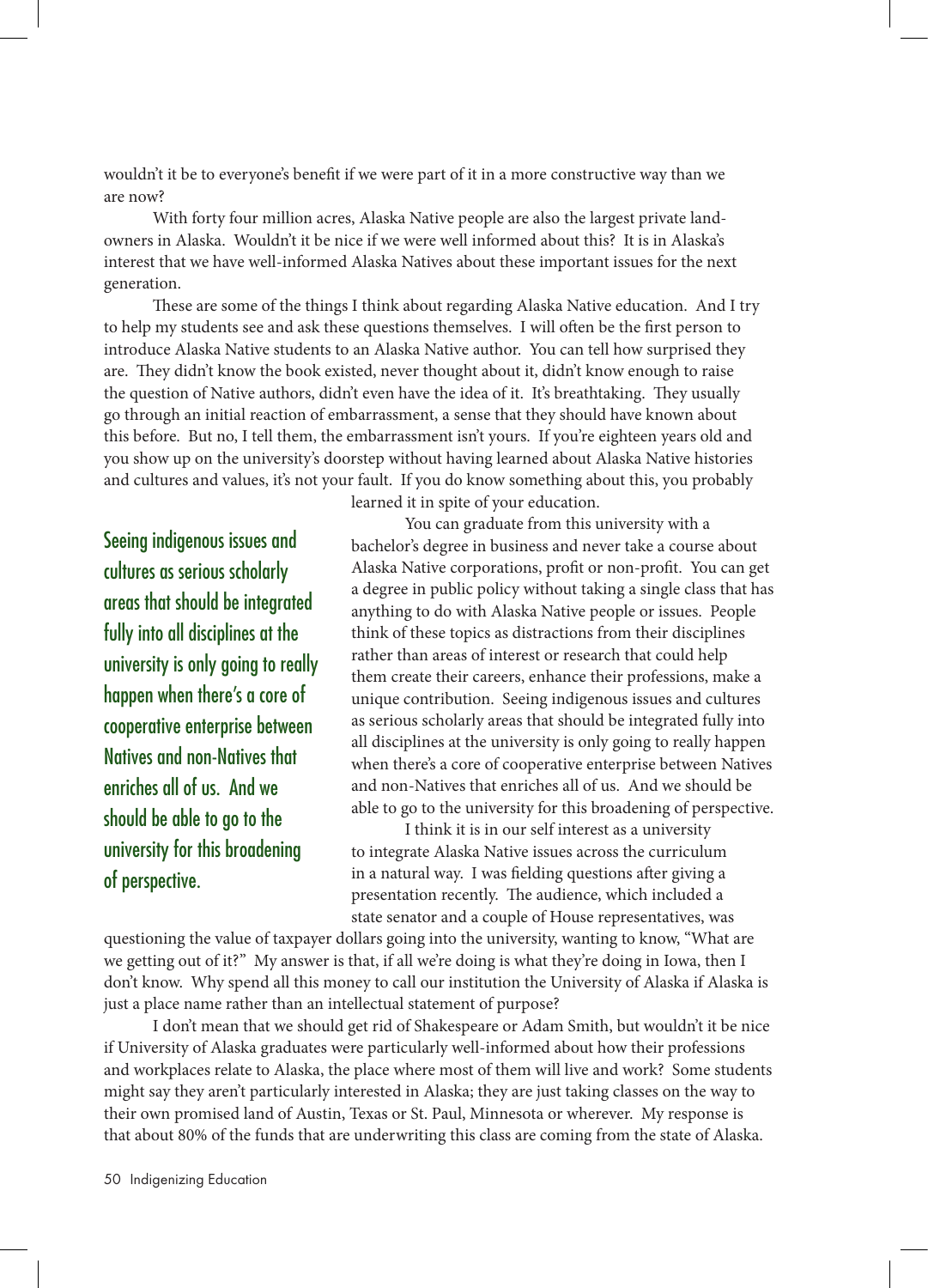wouldn't it be to everyone's benefit if we were part of it in a more constructive way than we are now?

With forty four million acres, Alaska Native people are also the largest private landowners in Alaska. Wouldn't it be nice if we were well informed about this? It is in Alaska's interest that we have well-informed Alaska Natives about these important issues for the next generation.

These are some of the things I think about regarding Alaska Native education. And I try to help my students see and ask these questions themselves. I will often be the first person to introduce Alaska Native students to an Alaska Native author. You can tell how surprised they are. They didn't know the book existed, never thought about it, didn't know enough to raise the question of Native authors, didn't even have the idea of it. It's breathtaking. They usually go through an initial reaction of embarrassment, a sense that they should have known about this before. But no, I tell them, the embarrassment isn't yours. If you're eighteen years old and you show up on the university's doorstep without having learned about Alaska Native histories and cultures and values, it's not your fault. If you do know something about this, you probably learned it in spite of your education.

> Seeing indigenous issues and cultures as serious scholarly areas that should be integrated fully into all disciplines at the university is only going to really happen when there's a core of cooperative enterprise between Natives and non-Natives that enriches all of us. And we should be able to go to the university for this broadening of perspective.

You can graduate from this university with a bachelor's degree in business and never take a course about Alaska Native corporations, profit or non-profit. You can get a degree in public policy without taking a single class that has anything to do with Alaska Native people or issues. People think of these topics as distractions from their disciplines rather than areas of interest or research that could help them create their careers, enhance their professions, make a unique contribution. Seeing indigenous issues and cultures as serious scholarly areas that should be integrated fully into all disciplines at the university is only going to really happen when there's a core of cooperative enterprise between Natives and non-Natives that enriches all of us. And we should be able to go to the university for this broadening of perspective.

I think it is in our self interest as a university to integrate Alaska Native issues across the curriculum in a natural way. I was fielding questions after giving a presentation recently. The audience, which included a state senator and a couple of House representatives, was questioning the value of taxpayer dollars going into the university, wanting to know, "What are we getting out of it?" My answer is that, if all we're doing is what they're doing in Iowa, then I don't know. Why spend all this money to call our institution the University of Alaska if Alaska is just a place name rather than an intellectual statement of purpose?

I don't mean that we should get rid of Shakespeare or Adam Smith, but wouldn't it be nice if University of Alaska graduates were particularly well-informed about how their professions and workplaces relate to Alaska, the place where most of them will live and work? Some students might say they aren't particularly interested in Alaska; they are just taking classes on the way to their own promised land of Austin, Texas or St. Paul, Minnesota or wherever. My response is that about 80% of the funds that are underwriting this class are coming from the state of Alaska.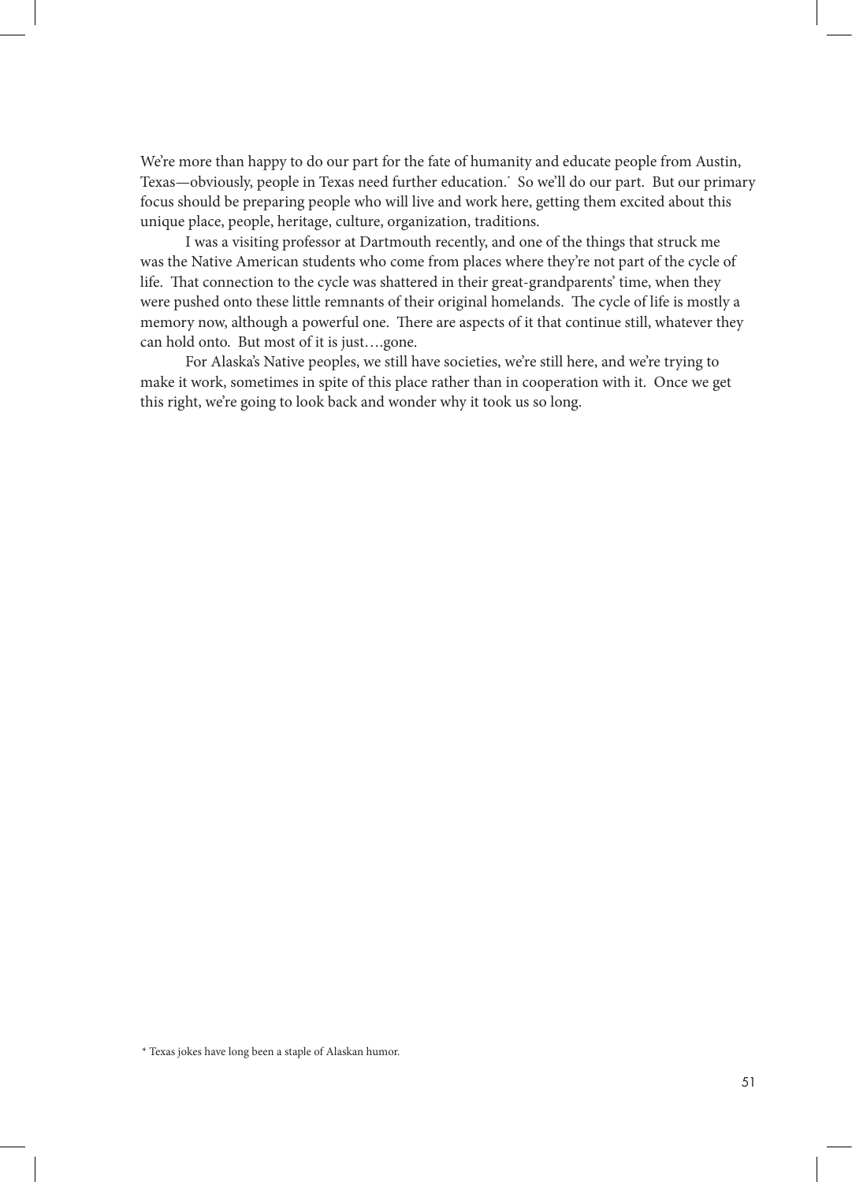We're more than happy to do our part for the fate of humanity and educate people from Austin, Texas—obviously, people in Texas need further education.* So we'll do our part. But our primary focus should be preparing people who will live and work here, getting them excited about this unique place, people, heritage, culture, organization, traditions.

I was a visiting professor at Dartmouth recently, and one of the things that struck me was the Native American students who come from places where they're not part of the cycle of life. That connection to the cycle was shattered in their great-grandparents' time, when they were pushed onto these little remnants of their original homelands. The cycle of life is mostly a memory now, although a powerful one. There are aspects of it that continue still, whatever they can hold onto. But most of it is just….gone.

For Alaska's Native peoples, we still have societies, we're still here, and we're trying to make it work, sometimes in spite of this place rather than in cooperation with it. Once we get this right, we're going to look back and wonder why it took us so long.

* Texas jokes have long been a staple of Alaskan humor.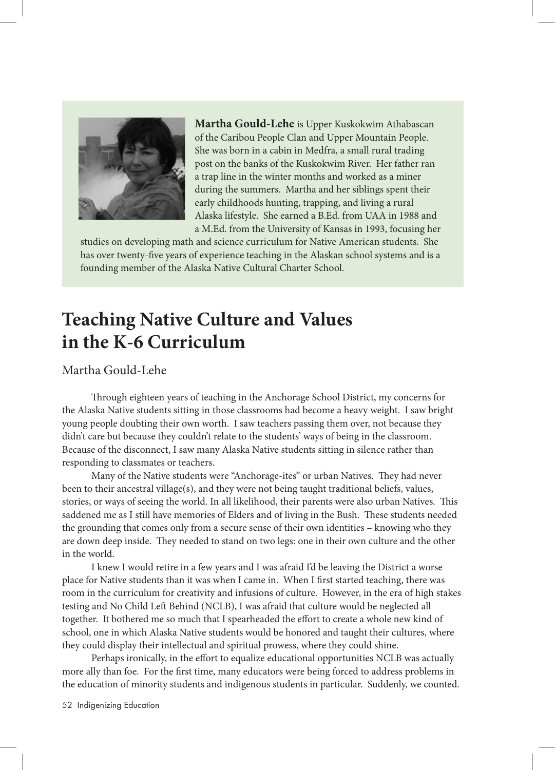**Martha Gould-Lehe** is Upper Kuskokwim Athabascan of the Caribou People Clan and Upper Mountain People. She was born in a cabin in Medfra, a small rural trading post on the banks of the Kuskokwim River. Her father ran a trap line in the winter months and worked as a miner during the summers. Martha and her siblings spent their early childhoods hunting, trapping, and living a rural Alaska lifestyle. She earned a B.Ed. from UAA in 1988 and a M.Ed. from the University of Kansas in 1993, focusing her studies on developing math and science curriculum for Native American students. She has over twenty-five years of experience teaching in the Alaskan school systems and is a founding member of the Alaska Native Cultural Charter School.

# Teaching Native Culture and Values in the K-6 Curriculum

Martha Gould-Lehe

Through eighteen years of teaching in the Anchorage School District, my concerns for the Alaska Native students sitting in those classrooms had become a heavy weight. I saw bright young people doubting their own worth. I saw teachers passing them over, not because they didn't care but because they couldn't relate to the students' ways of being in the classroom. Because of the disconnect, I saw many Alaska Native students sitting in silence rather than responding to classmates or teachers.

Many of the Native students were "Anchorage-ites" or urban Natives. They had never been to their ancestral village(s), and they were not being taught traditional beliefs, values, stories, or ways of seeing the world. In all likelihood, their parents were also urban Natives. This saddened me as I still have memories of Elders and of living in the Bush. These students needed the grounding that comes only from a secure sense of their own identities – knowing who they are down deep inside. They needed to stand on two legs: one in their own culture and the other in the world.

I knew I would retire in a few years and I was afraid I'd be leaving the District a worse place for Native students than it was when I came in. When I first started teaching, there was room in the curriculum for creativity and infusions of culture. However, in the era of high stakes testing and No Child Left Behind (NCLB), I was afraid that culture would be neglected all together. It bothered me so much that I spearheaded the effort to create a whole new kind of school, one in which Alaska Native students would be honored and taught their cultures, where they could display their intellectual and spiritual prowess, where they could shine.

Perhaps ironically, in the effort to equalize educational opportunities NCLB was actually more ally than foe. For the first time, many educators were being forced to address problems in the education of minority students and indigenous students in particular. Suddenly, we counted.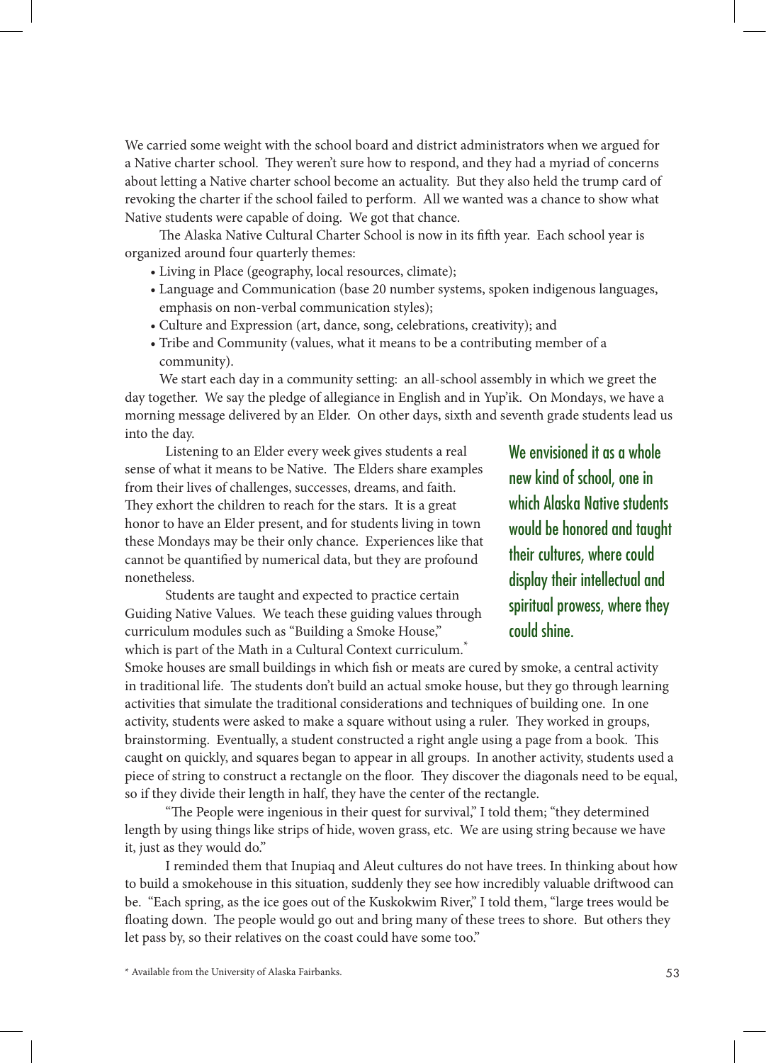We carried some weight with the school board and district administrators when we argued for a Native charter school. They weren't sure how to respond, and they had a myriad of concerns about letting a Native charter school become an actuality. But they also held the trump card of revoking the charter if the school failed to perform. All we wanted was a chance to show what Native students were capable of doing. We got that chance.

The Alaska Native Cultural Charter School is now in its fifth year. Each school year is organized around four quarterly themes:

- Living in Place (geography, local resources, climate);
- Language and Communication (base 20 number systems, spoken indigenous languages, emphasis on non-verbal communication styles);
- Culture and Expression (art, dance, song, celebrations, creativity); and
- Tribe and Community (values, what it means to be a contributing member of a community).

We start each day in a community setting: an all-school assembly in which we greet the day together. We say the pledge of allegiance in English and in Yup'ik. On Mondays, we have a morning message delivered by an Elder. On other days, sixth and seventh grade students lead us into the day.

Listening to an Elder every week gives students a real sense of what it means to be Native. The Elders share examples from their lives of challenges, successes, dreams, and faith. They exhort the children to reach for the stars. It is a great honor to have an Elder present, and for students living in town these Mondays may be their only chance. Experiences like that cannot be quantified by numerical data, but they are profound nonetheless.

We envisioned it as a whole new kind of school, one in which Alaska Native students would be honored and taught their cultures, where could display their intellectual and spiritual prowess, where they could shine.

Students are taught and expected to practice certain Guiding Native Values. We teach these guiding values through curriculum modules such as "Building a Smoke House," which is part of the Math in a Cultural Context curriculum.* Smoke houses are small buildings in which fish or meats are cured by smoke, a central activity in traditional life. The students don't build an actual smoke house, but they go through learning activities that simulate the traditional considerations and techniques of building one. In one activity, students were asked to make a square without using a ruler. They worked in groups, brainstorming. Eventually, a student constructed a right angle using a page from a book. This caught on quickly, and squares began to appear in all groups. In another activity, students used a piece of string to construct a rectangle on the floor. They discover the diagonals need to be equal, so if they divide their length in half, they have the center of the rectangle.

"The People were ingenious in their quest for survival," I told them; "they determined length by using things like strips of hide, woven grass, etc. We are using string because we have it, just as they would do."

I reminded them that Inupiaq and Aleut cultures do not have trees. In thinking about how to build a smokehouse in this situation, suddenly they see how incredibly valuable driftwood can be. "Each spring, as the ice goes out of the Kuskokwim River," I told them, "large trees would be floating down. The people would go out and bring many of these trees to shore. But others they let pass by, so their relatives on the coast could have some too."

* Available from the University of Alaska Fairbanks.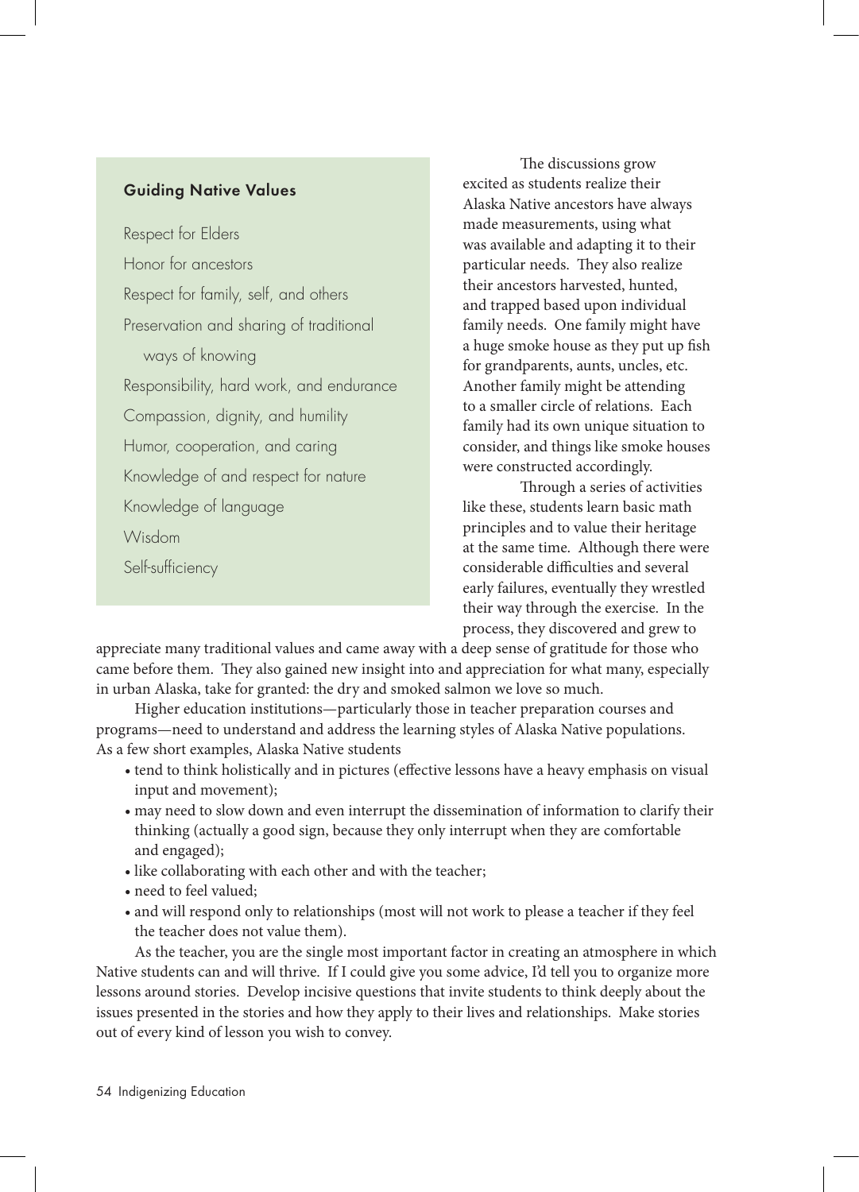### Guiding Native Values

Respect for Elders

Honor for ancestors

Respect for family, self, and others

Preservation and sharing of traditional ways of knowing

Responsibility, hard work, and endurance

Compassion, dignity, and humility

Humor, cooperation, and caring

Knowledge of and respect for nature

Knowledge of language

Wisdom

Self-sufficiency

The discussions grow excited as students realize their Alaska Native ancestors have always made measurements, using what was available and adapting it to their particular needs. They also realize their ancestors harvested, hunted, and trapped based upon individual family needs. One family might have a huge smoke house as they put up fish for grandparents, aunts, uncles, etc. Another family might be attending to a smaller circle of relations. Each family had its own unique situation to consider, and things like smoke houses were constructed accordingly.

Through a series of activities like these, students learn basic math principles and to value their heritage at the same time. Although there were considerable difficulties and several early failures, eventually they wrestled their way through the exercise. In the process, they discovered and grew to appreciate many traditional values and came away with a deep sense of gratitude for those who came before them. They also gained new insight into and appreciation for what many, especially in urban Alaska, take for granted: the dry and smoked salmon we love so much.

Higher education institutions—particularly those in teacher preparation courses and programs—need to understand and address the learning styles of Alaska Native populations. As a few short examples, Alaska Native students

- tend to think holistically and in pictures (effective lessons have a heavy emphasis on visual input and movement);
- may need to slow down and even interrupt the dissemination of information to clarify their thinking (actually a good sign, because they only interrupt when they are comfortable and engaged);
- like collaborating with each other and with the teacher;
- need to feel valued;
- and will respond only to relationships (most will not work to please a teacher if they feel the teacher does not value them).

As the teacher, you are the single most important factor in creating an atmosphere in which Native students can and will thrive. If I could give you some advice, I'd tell you to organize more lessons around stories. Develop incisive questions that invite students to think deeply about the issues presented in the stories and how they apply to their lives and relationships. Make stories out of every kind of lesson you wish to convey.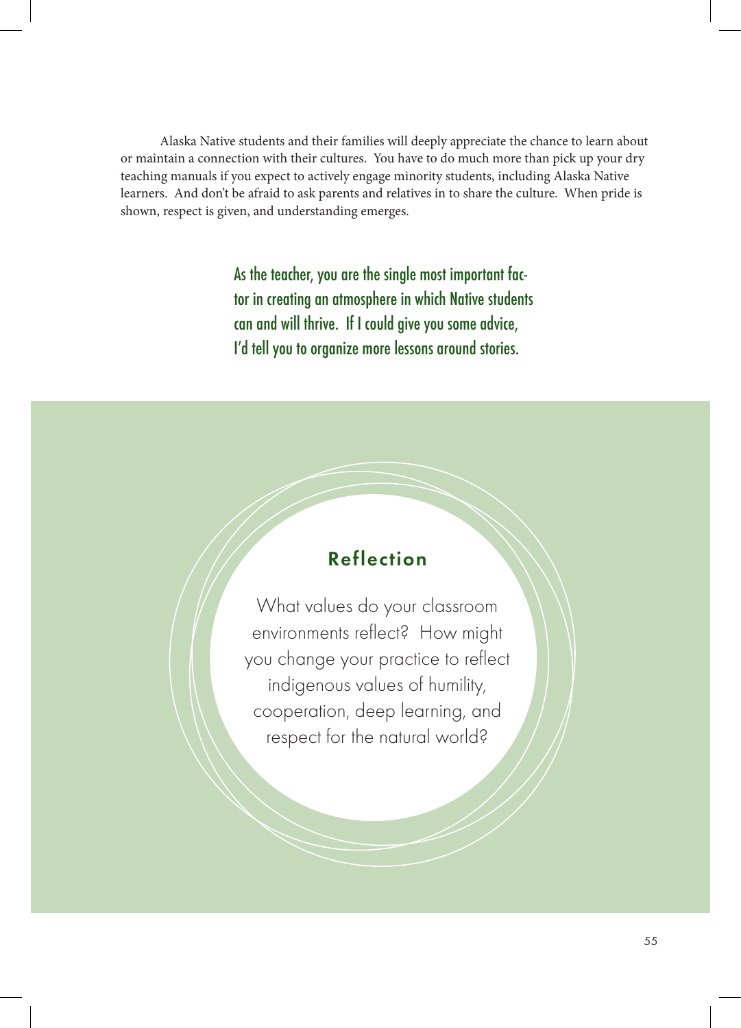Alaska Native students and their families will deeply appreciate the chance to learn about or maintain a connection with their cultures. You have to do much more than pick up your dry teaching manuals if you expect to actively engage minority students, including Alaska Native learners. And don't be afraid to ask parents and relatives in to share the culture. When pride is shown, respect is given, and understanding emerges.

> As the teacher, you are the single most important factor in creating an atmosphere in which Native students can and will thrive. If I could give you some advice, I'd tell you to organize more lessons around stories.

## Reflection

What values do your classroom environments reflect? How might you change your practice to reflect indigenous values of humility, cooperation, deep learning, and respect for the natural world?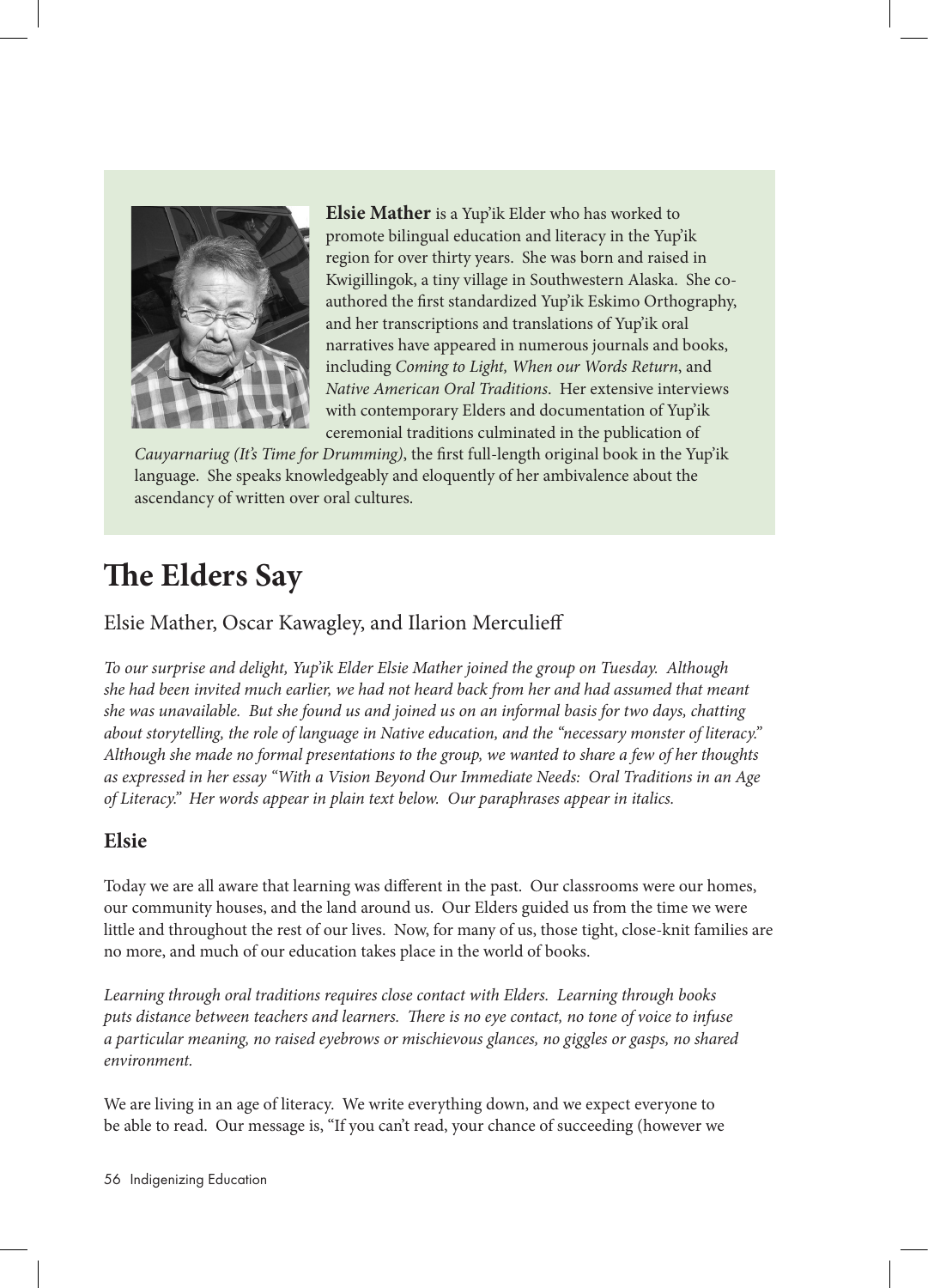**Elsie Mather** is a Yup'ik Elder who has worked to promote bilingual education and literacy in the Yup'ik region for over thirty years. She was born and raised in Kwigillingok, a tiny village in Southwestern Alaska. She co-authored the first standardized Yup'ik Eskimo Orthography, and her transcriptions and translations of Yup'ik oral narratives have appeared in numerous journals and books, including *Coming to Light, When our Words Return*, and *Native American Oral Traditions*. Her extensive interviews with contemporary Elders and documentation of Yup'ik ceremonial traditions culminated in the publication of *Cauyarnariuq (It's Time for Drumming)*, the first full-length original book in the Yup'ik language. She speaks knowledgeably and eloquently of her ambivalence about the ascendancy of written over oral cultures.

# The Elders Say

Elsie Mather, Oscar Kawagley, and Ilarion Merculieff

*To our surprise and delight, Yup'ik Elder Elsie Mather joined the group on Tuesday. Although she had been invited much earlier, we had not heard back from her and had assumed that meant she was unavailable. But she found us and joined us on an informal basis for two days, chatting about storytelling, the role of language in Native education, and the "necessary monster of literacy." Although she made no formal presentations to the group, we wanted to share a few of her thoughts as expressed in her essay "With a Vision Beyond Our Immediate Needs: Oral Traditions in an Age of Literacy." Her words appear in plain text below. Our paraphrases appear in italics.*

## Elsie

Today we are all aware that learning was different in the past. Our classrooms were our homes, our community houses, and the land around us. Our Elders guided us from the time we were little and throughout the rest of our lives. Now, for many of us, those tight, close-knit families are no more, and much of our education takes place in the world of books.

*Learning through oral traditions requires close contact with Elders. Learning through books puts distance between teachers and learners. There is no eye contact, no tone of voice to infuse a particular meaning, no raised eyebrows or mischievous glances, no giggles or gasps, no shared environment.*

We are living in an age of literacy. We write everything down, and we expect everyone to be able to read. Our message is, "If you can't read, your chance of succeeding (however we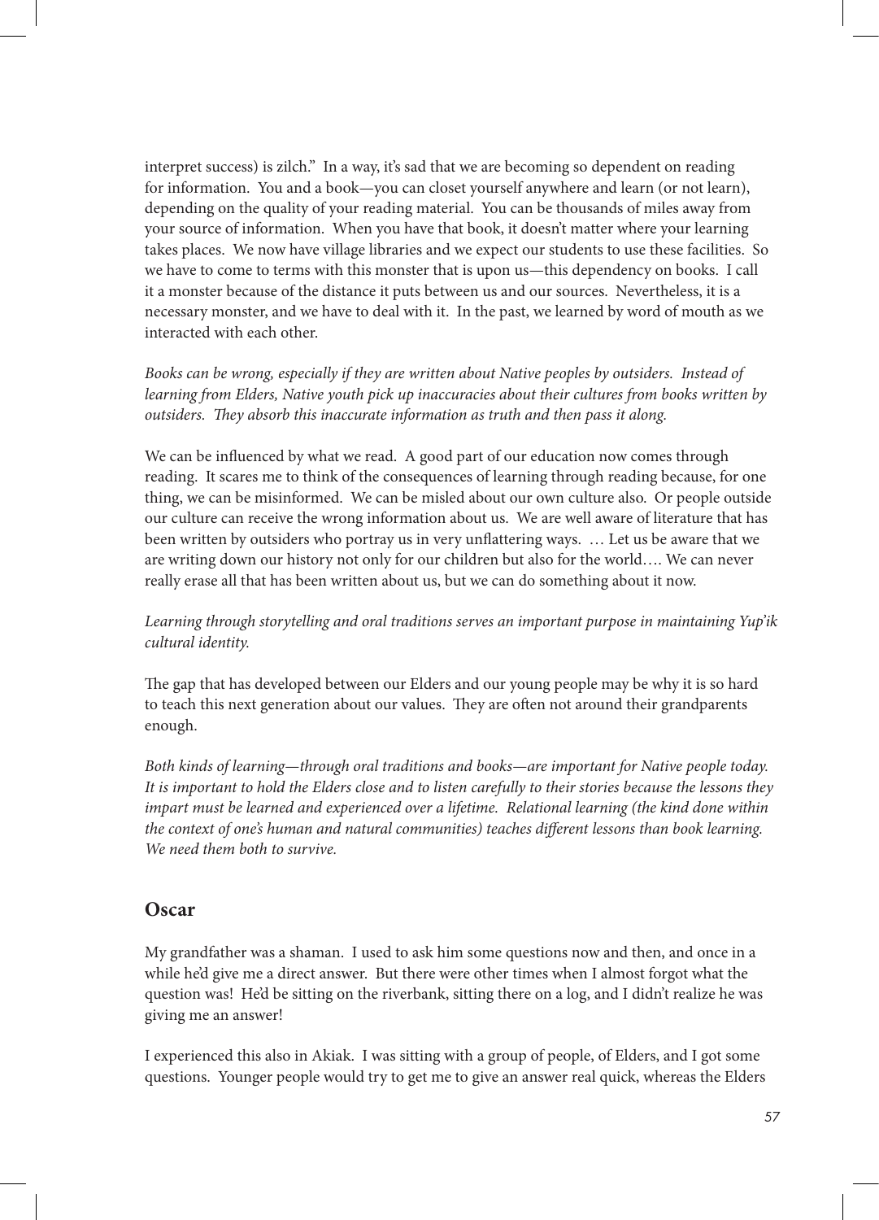interpret success) is zilch." In a way, it's sad that we are becoming so dependent on reading for information. You and a book—you can closet yourself anywhere and learn (or not learn), depending on the quality of your reading material. You can be thousands of miles away from your source of information. When you have that book, it doesn't matter where your learning takes places. We now have village libraries and we expect our students to use these facilities. So we have to come to terms with this monster that is upon us—this dependency on books. I call it a monster because of the distance it puts between us and our sources. Nevertheless, it is a necessary monster, and we have to deal with it. In the past, we learned by word of mouth as we interacted with each other.

*Books can be wrong, especially if they are written about Native peoples by outsiders. Instead of learning from Elders, Native youth pick up inaccuracies about their cultures from books written by outsiders. They absorb this inaccurate information as truth and then pass it along.*

We can be influenced by what we read. A good part of our education now comes through reading. It scares me to think of the consequences of learning through reading because, for one thing, we can be misinformed. We can be misled about our own culture also. Or people outside our culture can receive the wrong information about us. We are well aware of literature that has been written by outsiders who portray us in very unflattering ways. … Let us be aware that we are writing down our history not only for our children but also for the world…. We can never really erase all that has been written about us, but we can do something about it now.

*Learning through storytelling and oral traditions serves an important purpose in maintaining Yup'ik cultural identity.*

The gap that has developed between our Elders and our young people may be why it is so hard to teach this next generation about our values. They are often not around their grandparents enough.

*Both kinds of learning—through oral traditions and books—are important for Native people today. It is important to hold the Elders close and to listen carefully to their stories because the lessons they impart must be learned and experienced over a lifetime. Relational learning (the kind done within the context of one's human and natural communities) teaches different lessons than book learning. We need them both to survive.*

## Oscar

My grandfather was a shaman. I used to ask him some questions now and then, and once in a while he'd give me a direct answer. But there were other times when I almost forgot what the question was! He'd be sitting on the riverbank, sitting there on a log, and I didn't realize he was giving me an answer!

I experienced this also in Akiak. I was sitting with a group of people, of Elders, and I got some questions. Younger people would try to get me to give an answer real quick, whereas the Elders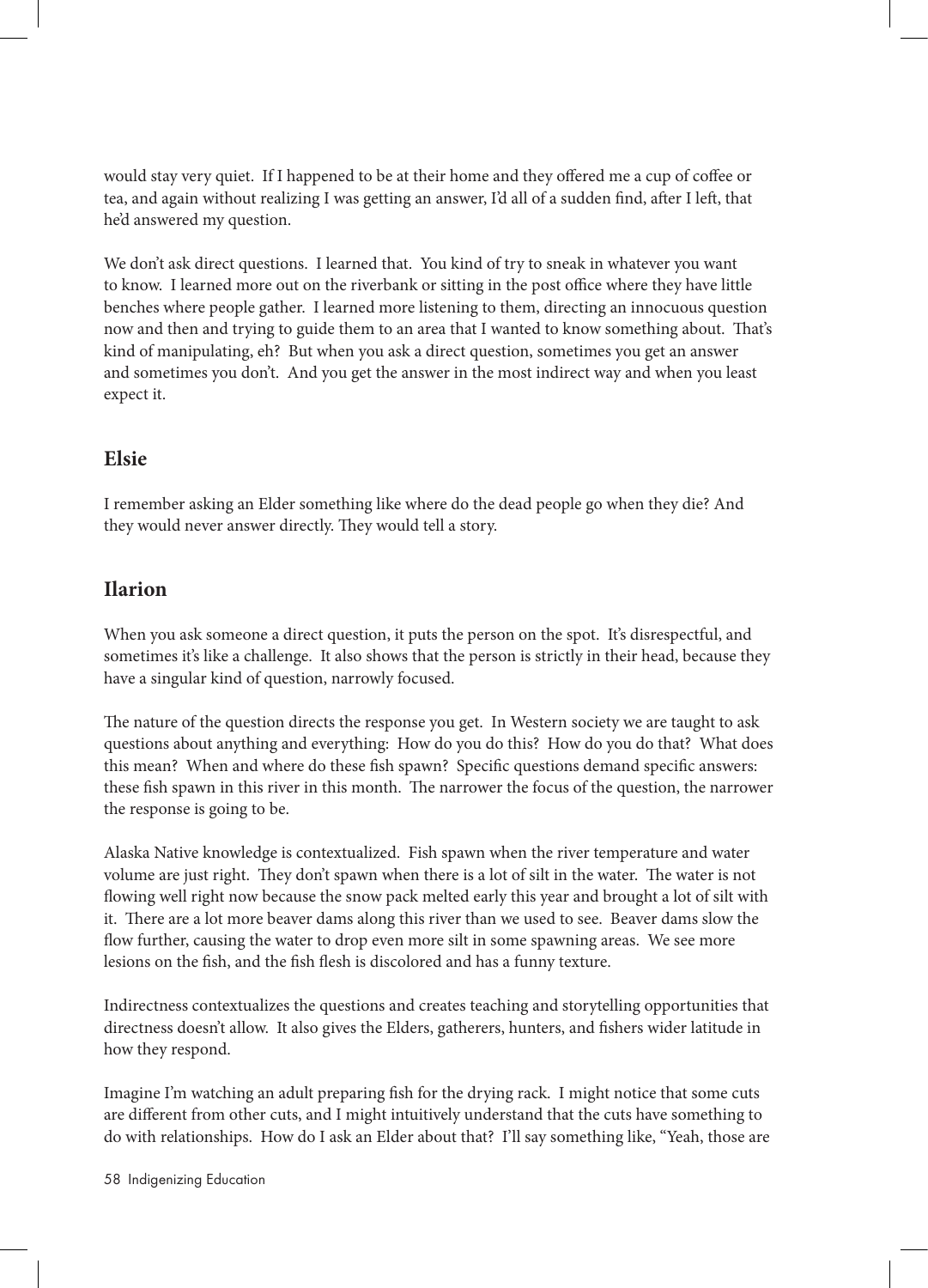would stay very quiet. If I happened to be at their home and they offered me a cup of coffee or tea, and again without realizing I was getting an answer, I'd all of a sudden find, after I left, that he'd answered my question.

We don't ask direct questions. I learned that. You kind of try to sneak in whatever you want to know. I learned more out on the riverbank or sitting in the post office where they have little benches where people gather. I learned more listening to them, directing an innocuous question now and then and trying to guide them to an area that I wanted to know something about. That's kind of manipulating, eh? But when you ask a direct question, sometimes you get an answer and sometimes you don't. And you get the answer in the most indirect way and when you least expect it.

## Elsie

I remember asking an Elder something like where do the dead people go when they die? And they would never answer directly. They would tell a story.

## Ilarion

When you ask someone a direct question, it puts the person on the spot. It's disrespectful, and sometimes it's like a challenge. It also shows that the person is strictly in their head, because they have a singular kind of question, narrowly focused.

The nature of the question directs the response you get. In Western society we are taught to ask questions about anything and everything: How do you do this? How do you do that? What does this mean? When and where do these fish spawn? Specific questions demand specific answers: these fish spawn in this river in this month. The narrower the focus of the question, the narrower the response is going to be.

Alaska Native knowledge is contextualized. Fish spawn when the river temperature and water volume are just right. They don't spawn when there is a lot of silt in the water. The water is not flowing well right now because the snow pack melted early this year and brought a lot of silt with it. There are a lot more beaver dams along this river than we used to see. Beaver dams slow the flow further, causing the water to drop even more silt in some spawning areas. We see more lesions on the fish, and the fish flesh is discolored and has a funny texture.

Indirectness contextualizes the questions and creates teaching and storytelling opportunities that directness doesn't allow. It also gives the Elders, gatherers, hunters, and fishers wider latitude in how they respond.

Imagine I'm watching an adult preparing fish for the drying rack. I might notice that some cuts are different from other cuts, and I might intuitively understand that the cuts have something to do with relationships. How do I ask an Elder about that? I'll say something like, "Yeah, those are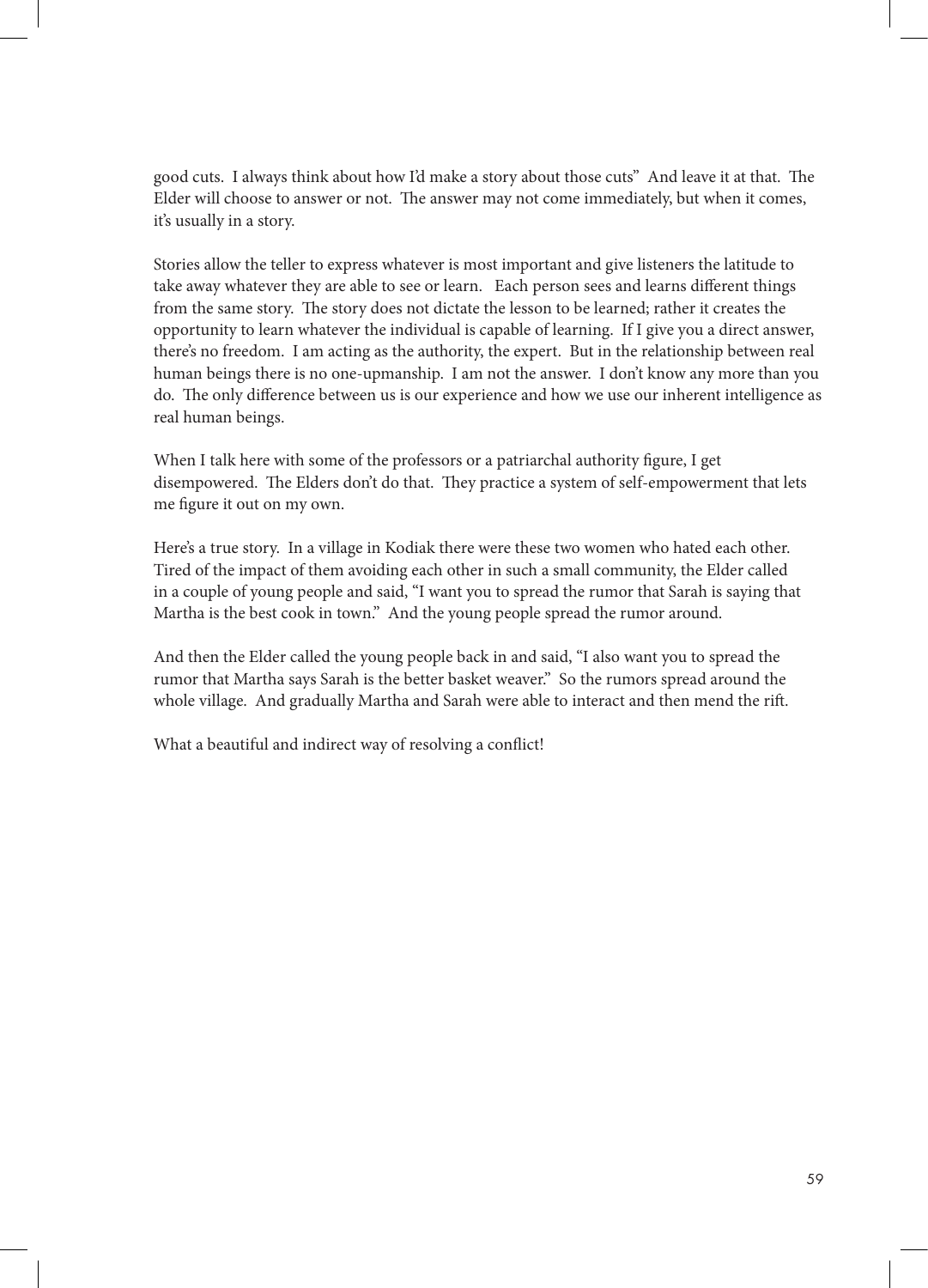good cuts. I always think about how I'd make a story about those cuts" And leave it at that. The Elder will choose to answer or not. The answer may not come immediately, but when it comes, it's usually in a story.

Stories allow the teller to express whatever is most important and give listeners the latitude to take away whatever they are able to see or learn. Each person sees and learns different things from the same story. The story does not dictate the lesson to be learned; rather it creates the opportunity to learn whatever the individual is capable of learning. If I give you a direct answer, there's no freedom. I am acting as the authority, the expert. But in the relationship between real human beings there is no one-upmanship. I am not the answer. I don't know any more than you do. The only difference between us is our experience and how we use our inherent intelligence as real human beings.

When I talk here with some of the professors or a patriarchal authority figure, I get disempowered. The Elders don't do that. They practice a system of self-empowerment that lets me figure it out on my own.

Here's a true story. In a village in Kodiak there were these two women who hated each other. Tired of the impact of them avoiding each other in such a small community, the Elder called in a couple of young people and said, "I want you to spread the rumor that Sarah is saying that Martha is the best cook in town." And the young people spread the rumor around.

And then the Elder called the young people back in and said, "I also want you to spread the rumor that Martha says Sarah is the better basket weaver." So the rumors spread around the whole village. And gradually Martha and Sarah were able to interact and then mend the rift.

What a beautiful and indirect way of resolving a conflict!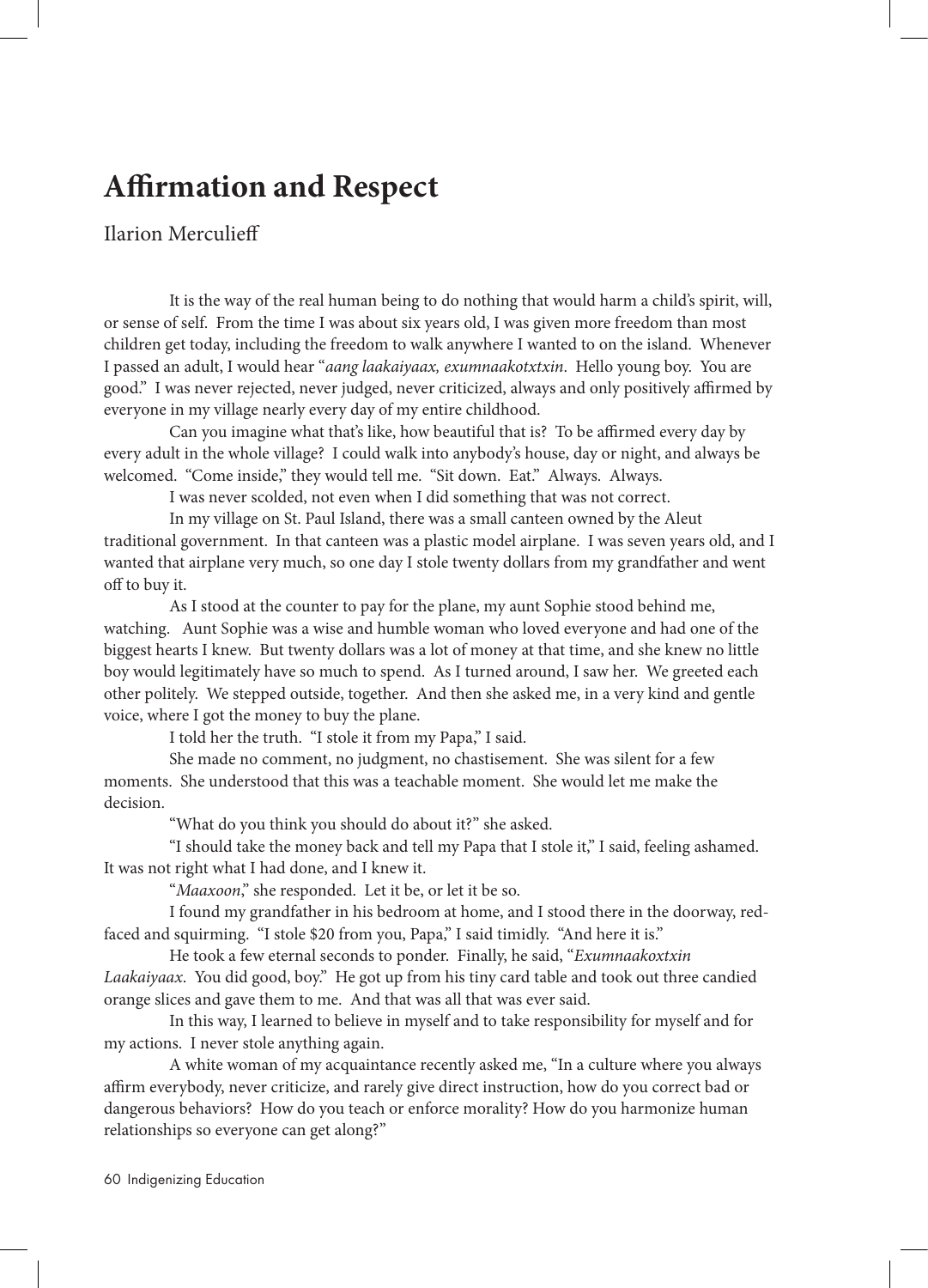# Affirmation and Respect

Ilarion Merculieff

It is the way of the real human being to do nothing that would harm a child's spirit, will, or sense of self. From the time I was about six years old, I was given more freedom than most children get today, including the freedom to walk anywhere I wanted to on the island. Whenever I passed an adult, I would hear "*aang laakaiyaax, exumnaakotxtxin*. Hello young boy. You are good." I was never rejected, never judged, never criticized, always and only positively affirmed by everyone in my village nearly every day of my entire childhood.

Can you imagine what that's like, how beautiful that is? To be affirmed every day by every adult in the whole village? I could walk into anybody's house, day or night, and always be welcomed. "Come inside," they would tell me. "Sit down. Eat." Always. Always.

I was never scolded, not even when I did something that was not correct.

In my village on St. Paul Island, there was a small canteen owned by the Aleut traditional government. In that canteen was a plastic model airplane. I was seven years old, and I wanted that airplane very much, so one day I stole twenty dollars from my grandfather and went off to buy it.

As I stood at the counter to pay for the plane, my aunt Sophie stood behind me, watching. Aunt Sophie was a wise and humble woman who loved everyone and had one of the biggest hearts I knew. But twenty dollars was a lot of money at that time, and she knew no little boy would legitimately have so much to spend. As I turned around, I saw her. We greeted each other politely. We stepped outside, together. And then she asked me, in a very kind and gentle voice, where I got the money to buy the plane.

I told her the truth. "I stole it from my Papa," I said.

She made no comment, no judgment, no chastisement. She was silent for a few moments. She understood that this was a teachable moment. She would let me make the decision.

"What do you think you should do about it?" she asked.

"I should take the money back and tell my Papa that I stole it," I said, feeling ashamed. It was not right what I had done, and I knew it.

"*Maaxoon*," she responded. Let it be, or let it be so.

I found my grandfather in his bedroom at home, and I stood there in the doorway, red-faced and squirming. "I stole $20 from you, Papa," I said timidly. "And here it is."

He took a few eternal seconds to ponder. Finally, he said, "*Exumnaakoxtxin Laakaiyaax*. You did good, boy." He got up from his tiny card table and took out three candied orange slices and gave them to me. And that was all that was ever said.

In this way, I learned to believe in myself and to take responsibility for myself and for my actions. I never stole anything again.

A white woman of my acquaintance recently asked me, "In a culture where you always affirm everybody, never criticize, and rarely give direct instruction, how do you correct bad or dangerous behaviors? How do you teach or enforce morality? How do you harmonize human relationships so everyone can get along?"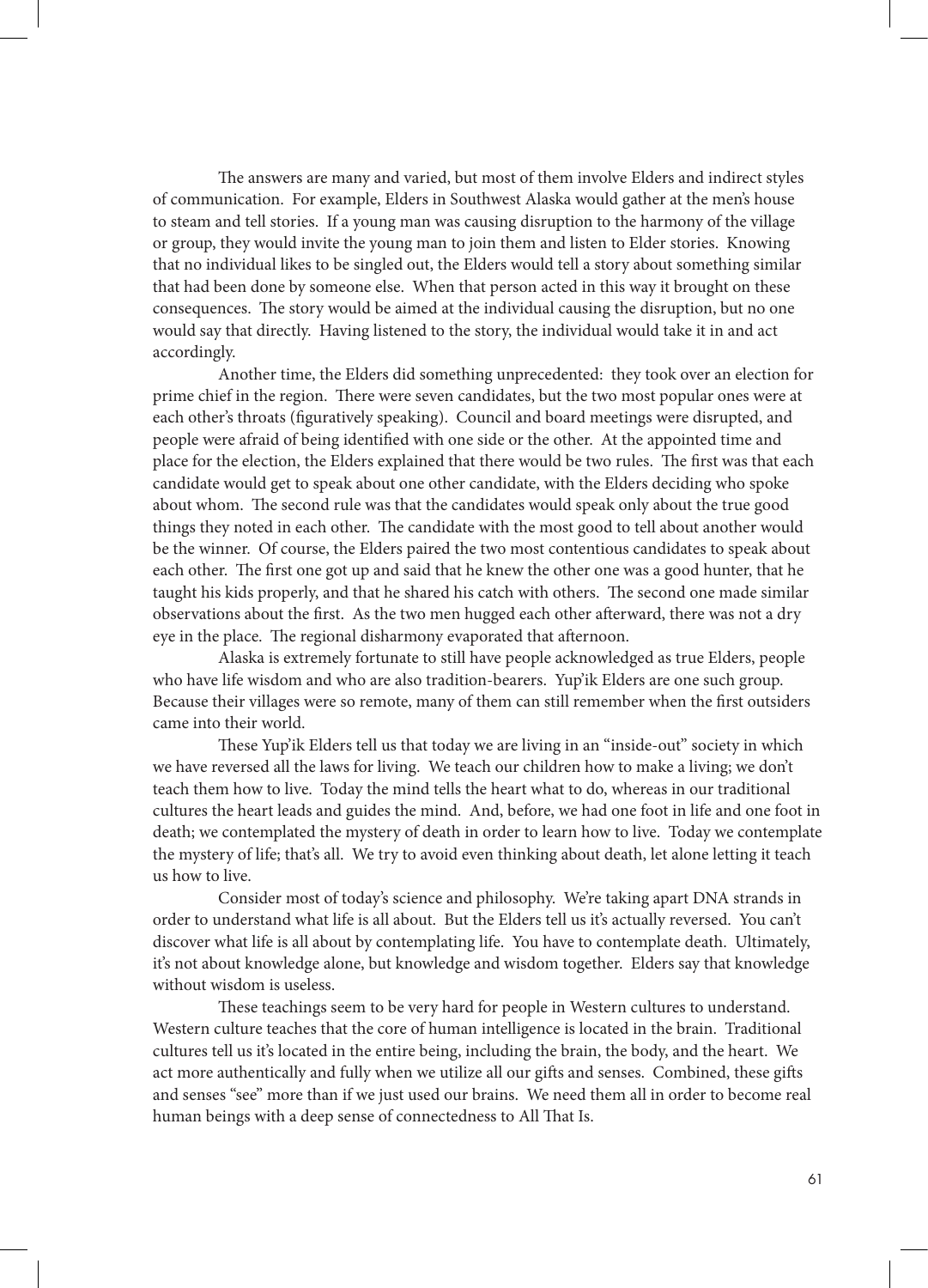The answers are many and varied, but most of them involve Elders and indirect styles of communication. For example, Elders in Southwest Alaska would gather at the men's house to steam and tell stories. If a young man was causing disruption to the harmony of the village or group, they would invite the young man to join them and listen to Elder stories. Knowing that no individual likes to be singled out, the Elders would tell a story about something similar that had been done by someone else. When that person acted in this way it brought on these consequences. The story would be aimed at the individual causing the disruption, but no one would say that directly. Having listened to the story, the individual would take it in and act accordingly.

Another time, the Elders did something unprecedented: they took over an election for prime chief in the region. There were seven candidates, but the two most popular ones were at each other's throats (figuratively speaking). Council and board meetings were disrupted, and people were afraid of being identified with one side or the other. At the appointed time and place for the election, the Elders explained that there would be two rules. The first was that each candidate would get to speak about one other candidate, with the Elders deciding who spoke about whom. The second rule was that the candidates would speak only about the true good things they noted in each other. The candidate with the most good to tell about another would be the winner. Of course, the Elders paired the two most contentious candidates to speak about each other. The first one got up and said that he knew the other one was a good hunter, that he taught his kids properly, and that he shared his catch with others. The second one made similar observations about the first. As the two men hugged each other afterward, there was not a dry eye in the place. The regional disharmony evaporated that afternoon.

Alaska is extremely fortunate to still have people acknowledged as true Elders, people who have life wisdom and who are also tradition-bearers. Yup'ik Elders are one such group. Because their villages were so remote, many of them can still remember when the first outsiders came into their world.

These Yup'ik Elders tell us that today we are living in an "inside-out" society in which we have reversed all the laws for living. We teach our children how to make a living; we don't teach them how to live. Today the mind tells the heart what to do, whereas in our traditional cultures the heart leads and guides the mind. And, before, we had one foot in life and one foot in death; we contemplated the mystery of death in order to learn how to live. Today we contemplate the mystery of life; that's all. We try to avoid even thinking about death, let alone letting it teach us how to live.

Consider most of today's science and philosophy. We're taking apart DNA strands in order to understand what life is all about. But the Elders tell us it's actually reversed. You can't discover what life is all about by contemplating life. You have to contemplate death. Ultimately, it's not about knowledge alone, but knowledge and wisdom together. Elders say that knowledge without wisdom is useless.

These teachings seem to be very hard for people in Western cultures to understand. Western culture teaches that the core of human intelligence is located in the brain. Traditional cultures tell us it's located in the entire being, including the brain, the body, and the heart. We act more authentically and fully when we utilize all our gifts and senses. Combined, these gifts and senses "see" more than if we just used our brains. We need them all in order to become real human beings with a deep sense of connectedness to All That Is.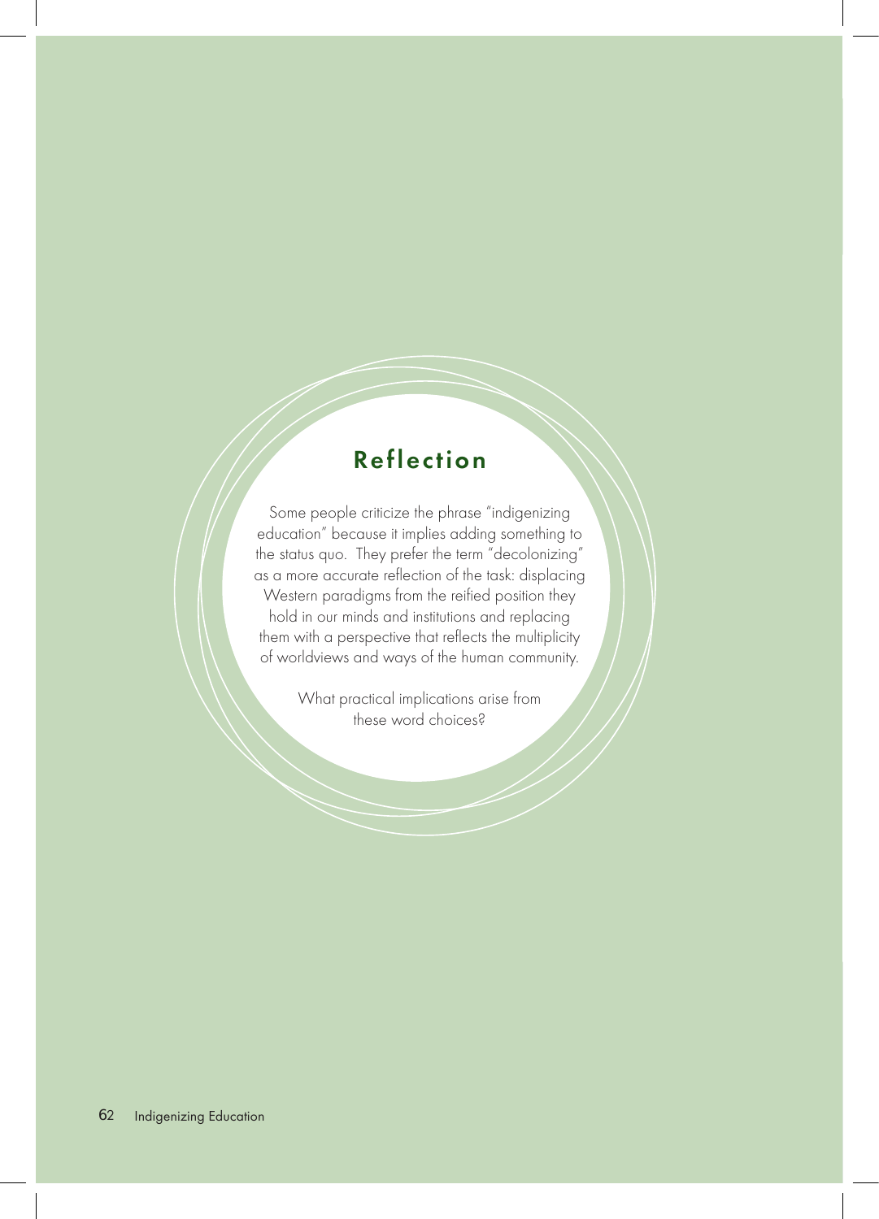## Reflection

Some people criticize the phrase "indigenizing education" because it implies adding something to the status quo. They prefer the term "decolonizing" as a more accurate reflection of the task: displacing Western paradigms from the reified position they hold in our minds and institutions and replacing them with a perspective that reflects the multiplicity of worldviews and ways of the human community.

What practical implications arise from these word choices?